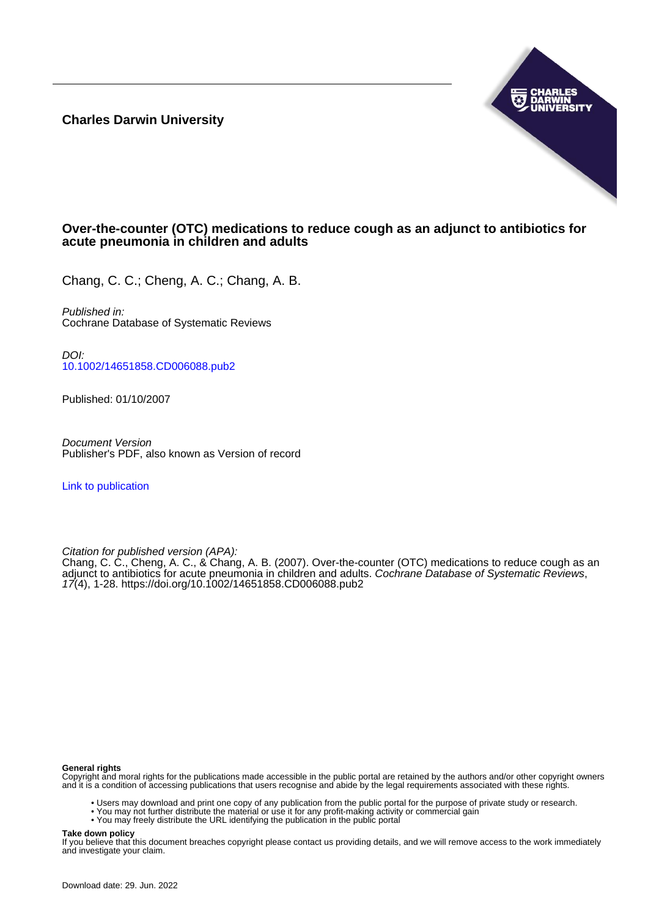**Charles Darwin University**

# Over-the-counter (OTC) medications to reduce cough as an adjunct to antibiotics for acute pneumonia in children and adults

Chang, C. C.; Cheng, A. C.; Chang, A. B.

*Published in:*
Cochrane Database of Systematic Reviews

*DOI:*
10.1002/14651858.CD006088.pub2

Published: 01/10/2007

*Document Version*
Publisher's PDF, also known as Version of record

Link to publication

*Citation for published version (APA):*
Chang, C. C., Cheng, A. C., & Chang, A. B. (2007). Over-the-counter (OTC) medications to reduce cough as an adjunct to antibiotics for acute pneumonia in children and adults. *Cochrane Database of Systematic Reviews*, *17*(4), 1-28. https://doi.org/10.1002/14651858.CD006088.pub2

**General rights**
Copyright and moral rights for the publications made accessible in the public portal are retained by the authors and/or other copyright owners and it is a condition of accessing publications that users recognise and abide by the legal requirements associated with these rights.

- Users may download and print one copy of any publication from the public portal for the purpose of private study or research.
- You may not further distribute the material or use it for any profit-making activity or commercial gain
- You may freely distribute the URL identifying the publication in the public portal

**Take down policy**
If you believe that this document breaches copyright please contact us providing details, and we will remove access to the work immediately and investigate your claim.

Download date: 29. Jun. 2022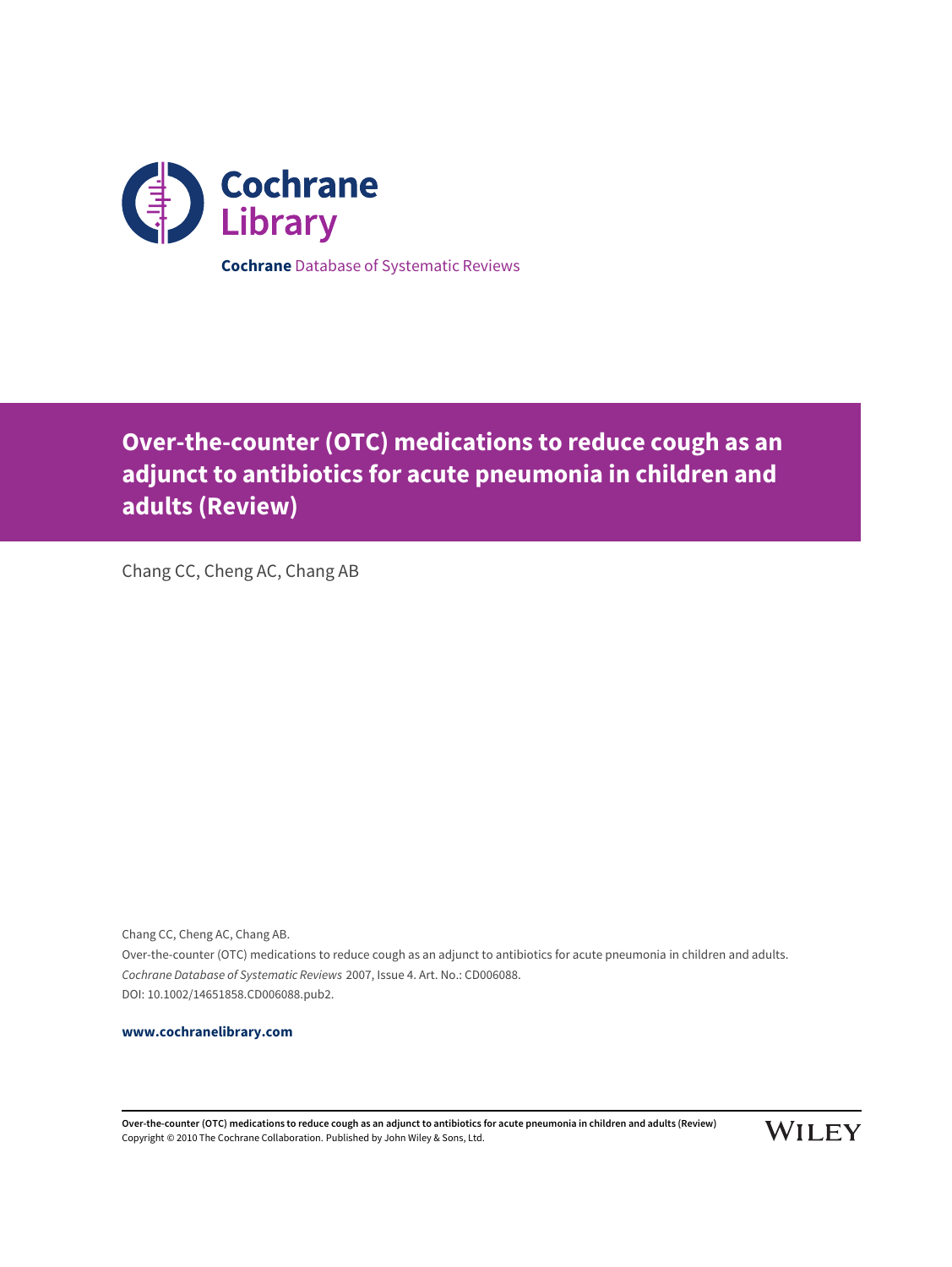**Cochrane** Database of Systematic Reviews

# Over-the-counter (OTC) medications to reduce cough as an adjunct to antibiotics for acute pneumonia in children and adults (Review)

Chang CC, Cheng AC, Chang AB

Chang CC, Cheng AC, Chang AB.
Over-the-counter (OTC) medications to reduce cough as an adjunct to antibiotics for acute pneumonia in children and adults.
*Cochrane Database of Systematic Reviews* 2007, Issue 4. Art. No.: CD006088.
DOI: 10.1002/14651858.CD006088.pub2.

**www.cochranelibrary.com**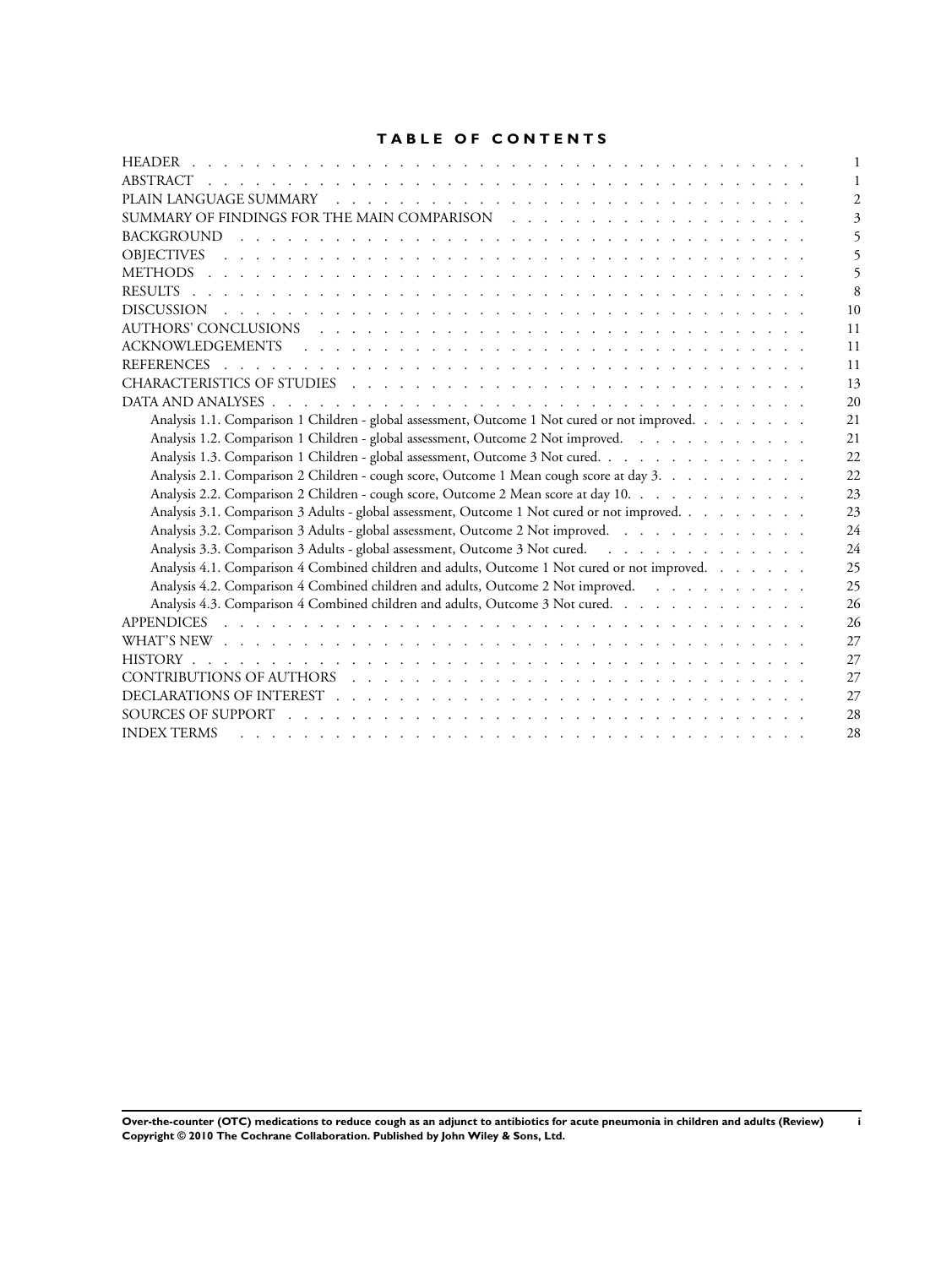# TABLE OF CONTENTS

| | |
|---|---|
| HEADER | 1 |
| ABSTRACT | 1 |
| PLAIN LANGUAGE SUMMARY | 2 |
| SUMMARY OF FINDINGS FOR THE MAIN COMPARISON | 3 |
| BACKGROUND | 5 |
| OBJECTIVES | 5 |
| METHODS | 5 |
| RESULTS | 8 |
| DISCUSSION | 10 |
| AUTHORS' CONCLUSIONS | 11 |
| ACKNOWLEDGEMENTS | 11 |
| REFERENCES | 11 |
| CHARACTERISTICS OF STUDIES | 13 |
| DATA AND ANALYSES | 20 |
| Analysis 1.1. Comparison 1 Children - global assessment, Outcome 1 Not cured or not improved. | 21 |
| Analysis 1.2. Comparison 1 Children - global assessment, Outcome 2 Not improved. | 21 |
| Analysis 1.3. Comparison 1 Children - global assessment, Outcome 3 Not cured. | 22 |
| Analysis 2.1. Comparison 2 Children - cough score, Outcome 1 Mean cough score at day 3. | 22 |
| Analysis 2.2. Comparison 2 Children - cough score, Outcome 2 Mean score at day 10. | 23 |
| Analysis 3.1. Comparison 3 Adults - global assessment, Outcome 1 Not cured or not improved. | 23 |
| Analysis 3.2. Comparison 3 Adults - global assessment, Outcome 2 Not improved. | 24 |
| Analysis 3.3. Comparison 3 Adults - global assessment, Outcome 3 Not cured. | 24 |
| Analysis 4.1. Comparison 4 Combined children and adults, Outcome 1 Not cured or not improved. | 25 |
| Analysis 4.2. Comparison 4 Combined children and adults, Outcome 2 Not improved. | 25 |
| Analysis 4.3. Comparison 4 Combined children and adults, Outcome 3 Not cured. | 26 |
| APPENDICES | 26 |
| WHAT'S NEW | 27 |
| HISTORY | 27 |
| CONTRIBUTIONS OF AUTHORS | 27 |
| DECLARATIONS OF INTEREST | 27 |
| SOURCES OF SUPPORT | 28 |
| INDEX TERMS | 28 |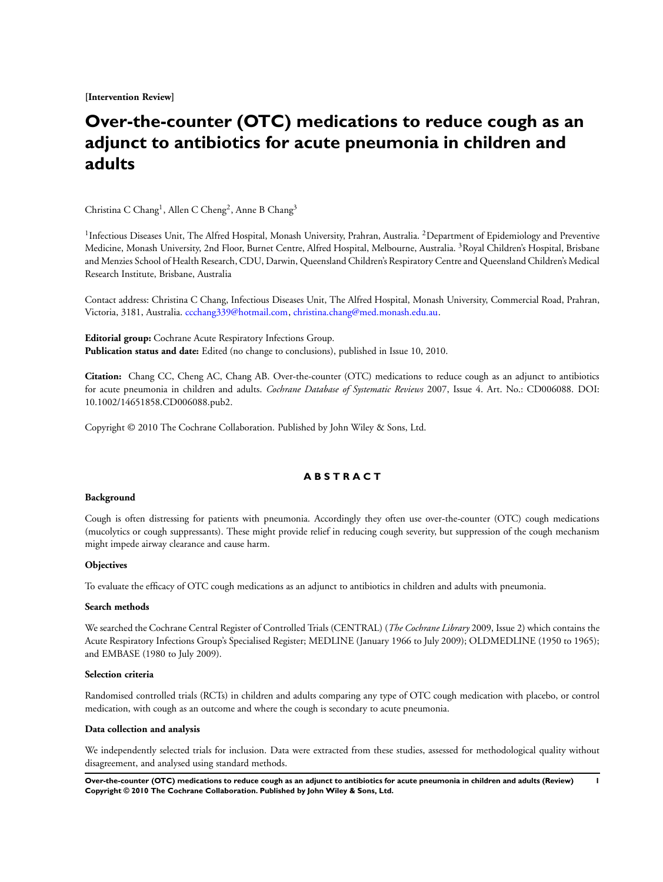**[Intervention Review]**

# Over-the-counter (OTC) medications to reduce cough as an adjunct to antibiotics for acute pneumonia in children and adults

Christina C Chang[1], Allen C Cheng[2], Anne B Chang[3]

[1]Infectious Diseases Unit, The Alfred Hospital, Monash University, Prahran, Australia. [2]Department of Epidemiology and Preventive Medicine, Monash University, 2nd Floor, Burnet Centre, Alfred Hospital, Melbourne, Australia. [3]Royal Children's Hospital, Brisbane and Menzies School of Health Research, CDU, Darwin, Queensland Children's Respiratory Centre and Queensland Children's Medical Research Institute, Brisbane, Australia

Contact address: Christina C Chang, Infectious Diseases Unit, The Alfred Hospital, Monash University, Commercial Road, Prahran, Victoria, 3181, Australia. ccchang339@hotmail.com, christina.chang@med.monash.edu.au.

**Editorial group:** Cochrane Acute Respiratory Infections Group.
**Publication status and date:** Edited (no change to conclusions), published in Issue 10, 2010.

**Citation:** Chang CC, Cheng AC, Chang AB. Over-the-counter (OTC) medications to reduce cough as an adjunct to antibiotics for acute pneumonia in children and adults. *Cochrane Database of Systematic Reviews* 2007, Issue 4. Art. No.: CD006088. DOI: 10.1002/14651858.CD006088.pub2.

Copyright © 2010 The Cochrane Collaboration. Published by John Wiley & Sons, Ltd.

## ABSTRACT

### Background

Cough is often distressing for patients with pneumonia. Accordingly they often use over-the-counter (OTC) cough medications (mucolytics or cough suppressants). These might provide relief in reducing cough severity, but suppression of the cough mechanism might impede airway clearance and cause harm.

### Objectives

To evaluate the efficacy of OTC cough medications as an adjunct to antibiotics in children and adults with pneumonia.

### Search methods

We searched the Cochrane Central Register of Controlled Trials (CENTRAL) (*The Cochrane Library* 2009, Issue 2) which contains the Acute Respiratory Infections Group's Specialised Register; MEDLINE (January 1966 to July 2009); OLDMEDLINE (1950 to 1965); and EMBASE (1980 to July 2009).

### Selection criteria

Randomised controlled trials (RCTs) in children and adults comparing any type of OTC cough medication with placebo, or control medication, with cough as an outcome and where the cough is secondary to acute pneumonia.

### Data collection and analysis

We independently selected trials for inclusion. Data were extracted from these studies, assessed for methodological quality without disagreement, and analysed using standard methods.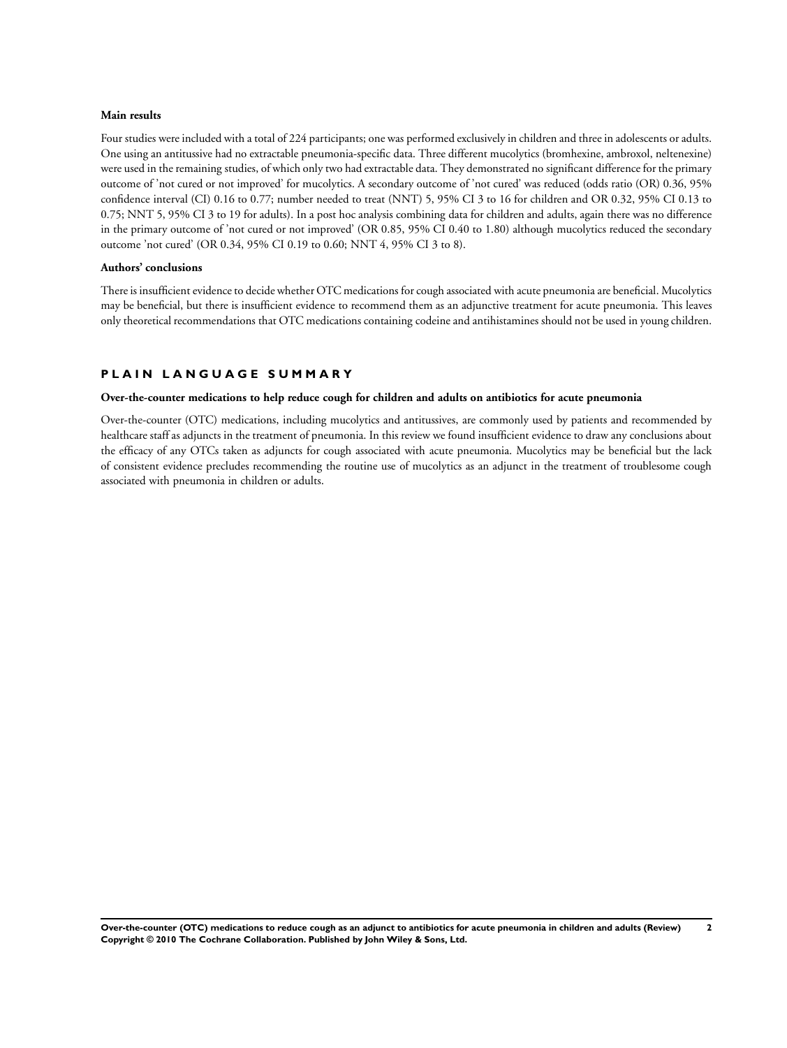#### Main results

Four studies were included with a total of 224 participants; one was performed exclusively in children and three in adolescents or adults. One using an antitussive had no extractable pneumonia-specific data. Three different mucolytics (bromhexine, ambroxol, neltenexine) were used in the remaining studies, of which only two had extractable data. They demonstrated no significant difference for the primary outcome of 'not cured or not improved' for mucolytics. A secondary outcome of 'not cured' was reduced (odds ratio (OR) 0.36, 95% confidence interval (CI) 0.16 to 0.77; number needed to treat (NNT) 5, 95% CI 3 to 16 for children and OR 0.32, 95% CI 0.13 to 0.75; NNT 5, 95% CI 3 to 19 for adults). In a post hoc analysis combining data for children and adults, again there was no difference in the primary outcome of 'not cured or not improved' (OR 0.85, 95% CI 0.40 to 1.80) although mucolytics reduced the secondary outcome 'not cured' (OR 0.34, 95% CI 0.19 to 0.60; NNT 4, 95% CI 3 to 8).

#### Authors' conclusions

There is insufficient evidence to decide whether OTC medications for cough associated with acute pneumonia are beneficial. Mucolytics may be beneficial, but there is insufficient evidence to recommend them as an adjunctive treatment for acute pneumonia. This leaves only theoretical recommendations that OTC medications containing codeine and antihistamines should not be used in young children.

## PLAIN LANGUAGE SUMMARY

### Over-the-counter medications to help reduce cough for children and adults on antibiotics for acute pneumonia

Over-the-counter (OTC) medications, including mucolytics and antitussives, are commonly used by patients and recommended by healthcare staff as adjuncts in the treatment of pneumonia. In this review we found insufficient evidence to draw any conclusions about the efficacy of any OTCs taken as adjuncts for cough associated with acute pneumonia. Mucolytics may be beneficial but the lack of consistent evidence precludes recommending the routine use of mucolytics as an adjunct in the treatment of troublesome cough associated with pneumonia in children or adults.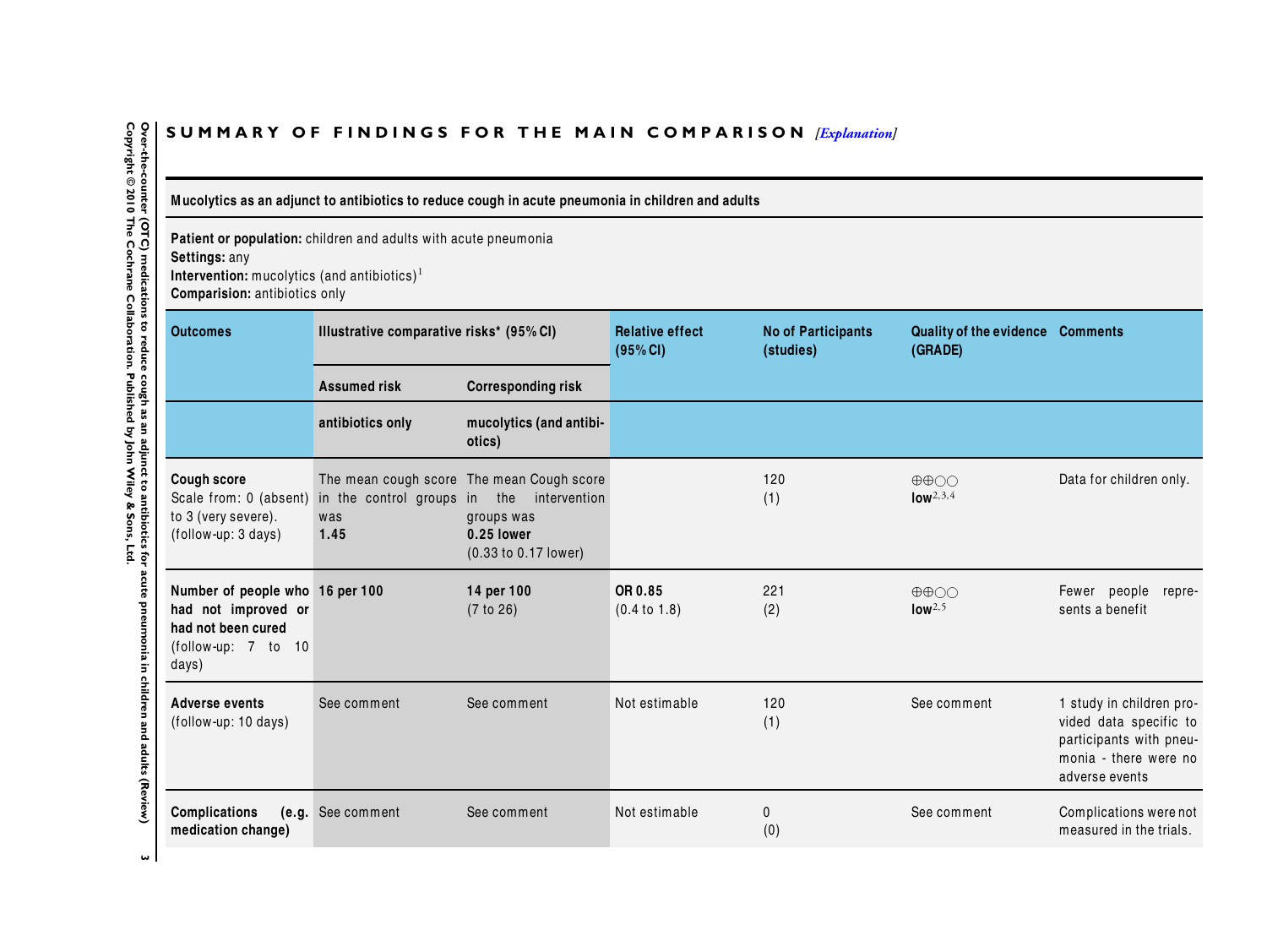## SUMMARY OF FINDINGS FOR THE MAIN COMPARISON *[Explanation]*

| Mucolytics as an adjunct to antibiotics to reduce cough in acute pneumonia in children and adults | | | | | | |
|---|---|---|---|---|---|---|
| **Patient or population:** children and adults with acute pneumonia<br>**Settings:** any<br>**Intervention:** mucolytics (and antibiotics)[1]<br>**Comparison:** antibiotics only | | | | | | |
| **Outcomes** | **Illustrative comparative risks* (95% CI)** | | **Relative effect (95% CI)** | **No of Participants (studies)** | **Quality of the evidence (GRADE)** | **Comments** |
| | **Assumed risk** | **Corresponding risk** | | | | |
| | **antibiotics only** | **mucolytics (and antibiotics)** | | | | |
| **Cough score** Scale from: 0 (absent) to 3 (very severe). (follow-up: 3 days) | The mean cough score in the control groups was **1.45** | The mean Cough score in the intervention groups was **0.25 lower** (0.33 to 0.17 lower) | | 120 (1) | ⊕⊕○○ **low**[2,3,4] | Data for children only. |
| **Number of people who had not improved or had not been cured** (follow-up: 7 to 10 days) | **16 per 100** | **14 per 100** (7 to 26) | **OR 0.85** (0.4 to 1.8) | 221 (2) | ⊕⊕○○ **low**[2,5] | Fewer people represents a benefit |
| **Adverse events** (follow-up: 10 days) | See comment | See comment | Not estimable | 120 (1) | See comment | 1 study in children provided data specific to participants with pneumonia - there were no adverse events |
| **Complications (e.g. medication change)** | See comment | See comment | Not estimable | 0 (0) | See comment | Complications were not measured in the trials. |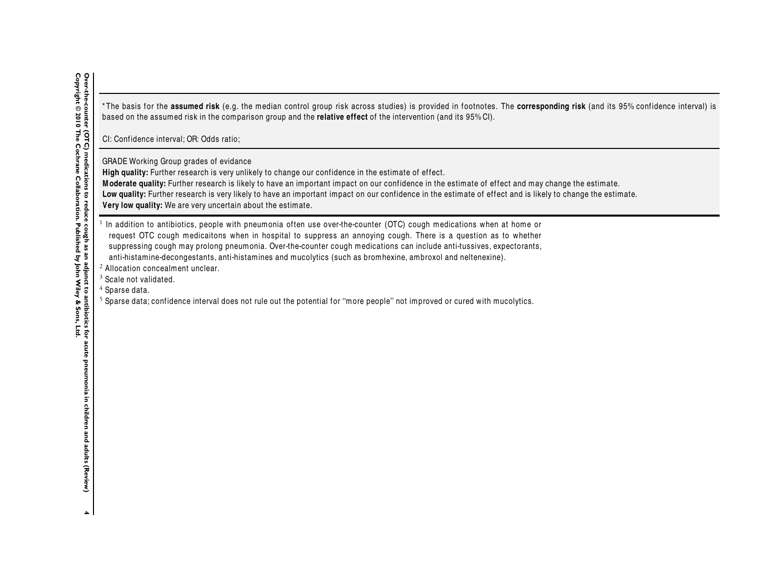*The basis for the **assumed risk** (e.g. the median control group risk across studies) is provided in footnotes. The **corresponding risk** (and its 95% confidence interval) is based on the assumed risk in the comparison group and the **relative effect** of the intervention (and its 95% CI).

CI: Confidence interval; OR: Odds ratio;

GRADE Working Group grades of evidance
**High quality:** Further research is very unlikely to change our confidence in the estimate of effect.
**Moderate quality:** Further research is likely to have an important impact on our confidence in the estimate of effect and may change the estimate.
**Low quality:** Further research is very likely to have an important impact on our confidence in the estimate of effect and is likely to change the estimate.
**Very low quality:** We are very uncertain about the estimate.

[1] In addition to antibiotics, people with pneumonia often use over-the-counter (OTC) cough medications when at home or request OTC cough medicaitons when in hospital to suppress an annoying cough. There is a question as to whether suppressing cough may prolong pneumonia. Over-the-counter cough medications can include anti-tussives, expectorants, anti-histamine-decongestants, anti-histamines and mucolytics (such as bromhexine, ambroxol and neltenexine).
[2] Allocation concealment unclear.
[3] Scale not validated.
[4] Sparse data.
[5] Sparse data; confidence interval does not rule out the potential for "more people" not improved or cured with mucolytics.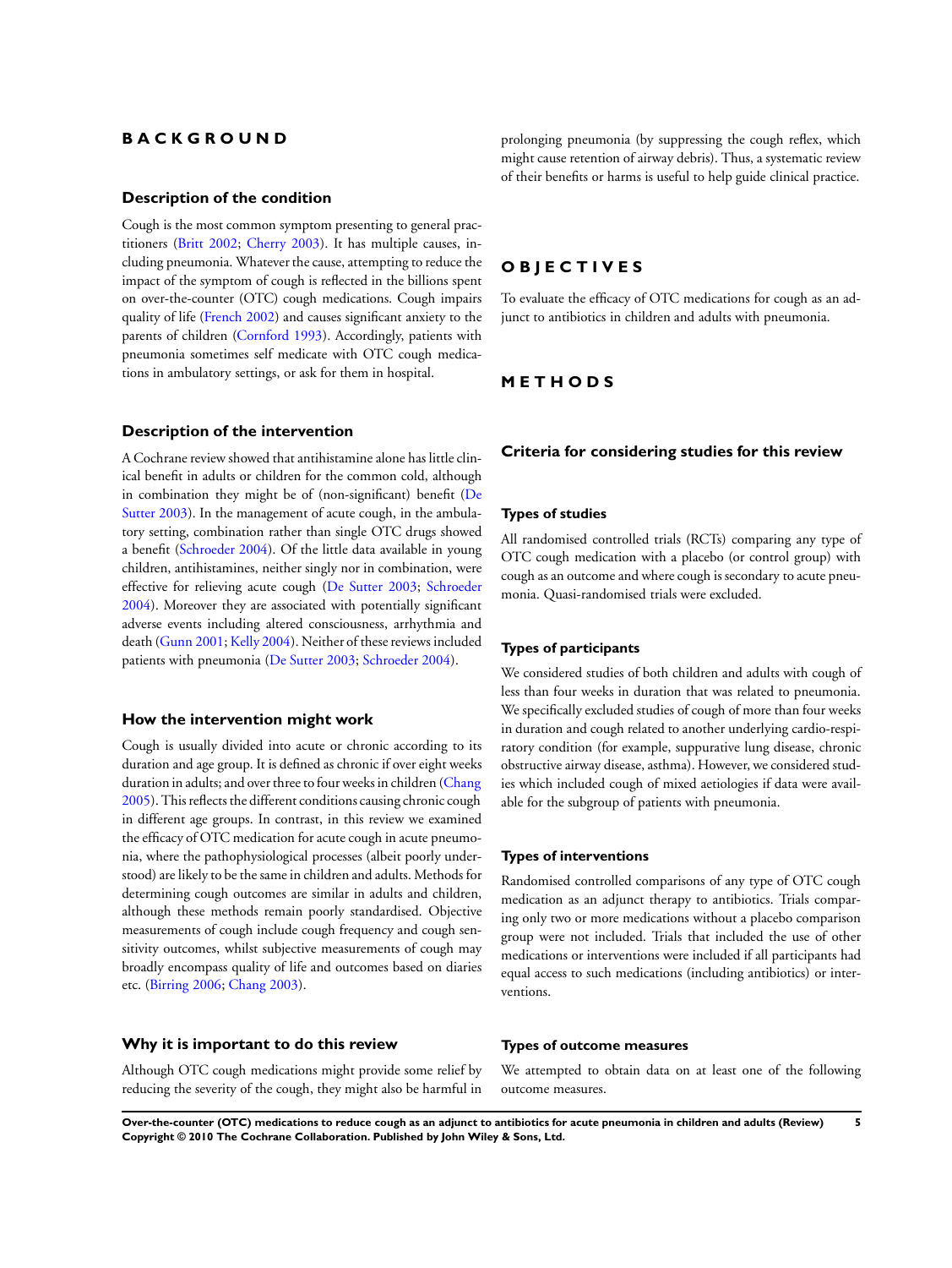# BACKGROUND

## Description of the condition

Cough is the most common symptom presenting to general practitioners (Britt 2002; Cherry 2003). It has multiple causes, including pneumonia. Whatever the cause, attempting to reduce the impact of the symptom of cough is reflected in the billions spent on over-the-counter (OTC) cough medications. Cough impairs quality of life (French 2002) and causes significant anxiety to the parents of children (Cornford 1993). Accordingly, patients with pneumonia sometimes self medicate with OTC cough medications in ambulatory settings, or ask for them in hospital.

## Description of the intervention

A Cochrane review showed that antihistamine alone has little clinical benefit in adults or children for the common cold, although in combination they might be of (non-significant) benefit (De Sutter 2003). In the management of acute cough, in the ambulatory setting, combination rather than single OTC drugs showed a benefit (Schroeder 2004). Of the little data available in young children, antihistamines, neither singly nor in combination, were effective for relieving acute cough (De Sutter 2003; Schroeder 2004). Moreover they are associated with potentially significant adverse events including altered consciousness, arrhythmia and death (Gunn 2001; Kelly 2004). Neither of these reviews included patients with pneumonia (De Sutter 2003; Schroeder 2004).

## How the intervention might work

Cough is usually divided into acute or chronic according to its duration and age group. It is defined as chronic if over eight weeks duration in adults; and over three to four weeks in children (Chang 2005). This reflects the different conditions causing chronic cough in different age groups. In contrast, in this review we examined the efficacy of OTC medication for acute cough in acute pneumonia, where the pathophysiological processes (albeit poorly understood) are likely to be the same in children and adults. Methods for determining cough outcomes are similar in adults and children, although these methods remain poorly standardised. Objective measurements of cough include cough frequency and cough sensitivity outcomes, whilst subjective measurements of cough may broadly encompass quality of life and outcomes based on diaries etc. (Birring 2006; Chang 2003).

## Why it is important to do this review

Although OTC cough medications might provide some relief by reducing the severity of the cough, they might also be harmful in prolonging pneumonia (by suppressing the cough reflex, which might cause retention of airway debris). Thus, a systematic review of their benefits or harms is useful to help guide clinical practice.

# OBJECTIVES

To evaluate the efficacy of OTC medications for cough as an adjunct to antibiotics in children and adults with pneumonia.

# METHODS

## Criteria for considering studies for this review

### Types of studies

All randomised controlled trials (RCTs) comparing any type of OTC cough medication with a placebo (or control group) with cough as an outcome and where cough is secondary to acute pneumonia. Quasi-randomised trials were excluded.

### Types of participants

We considered studies of both children and adults with cough of less than four weeks in duration that was related to pneumonia. We specifically excluded studies of cough of more than four weeks in duration and cough related to another underlying cardio-respiratory condition (for example, suppurative lung disease, chronic obstructive airway disease, asthma). However, we considered studies which included cough of mixed aetiologies if data were available for the subgroup of patients with pneumonia.

### Types of interventions

Randomised controlled comparisons of any type of OTC cough medication as an adjunct therapy to antibiotics. Trials comparing only two or more medications without a placebo comparison group were not included. Trials that included the use of other medications or interventions were included if all participants had equal access to such medications (including antibiotics) or interventions.

### Types of outcome measures

We attempted to obtain data on at least one of the following outcome measures.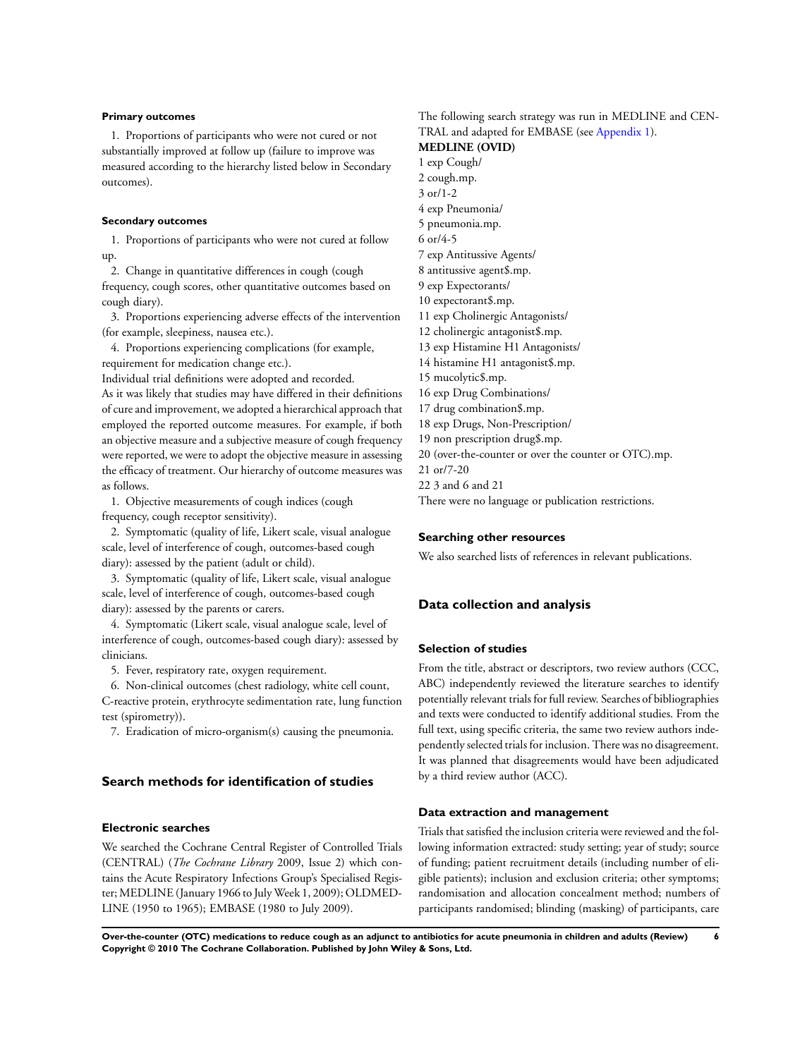#### Primary outcomes

1. Proportions of participants who were not cured or not substantially improved at follow up (failure to improve was measured according to the hierarchy listed below in Secondary outcomes).

#### Secondary outcomes

1. Proportions of participants who were not cured at follow up.
2. Change in quantitative differences in cough (cough frequency, cough scores, other quantitative outcomes based on cough diary).
3. Proportions experiencing adverse effects of the intervention (for example, sleepiness, nausea etc.).
4. Proportions experiencing complications (for example, requirement for medication change etc.).

Individual trial definitions were adopted and recorded.

As it was likely that studies may have differed in their definitions of cure and improvement, we adopted a hierarchical approach that employed the reported outcome measures. For example, if both an objective measure and a subjective measure of cough frequency were reported, we were to adopt the objective measure in assessing the efficacy of treatment. Our hierarchy of outcome measures was as follows.

1. Objective measurements of cough indices (cough frequency, cough receptor sensitivity).
2. Symptomatic (quality of life, Likert scale, visual analogue scale, level of interference of cough, outcomes-based cough diary): assessed by the patient (adult or child).
3. Symptomatic (quality of life, Likert scale, visual analogue scale, level of interference of cough, outcomes-based cough diary): assessed by the parents or carers.
4. Symptomatic (Likert scale, visual analogue scale, level of interference of cough, outcomes-based cough diary): assessed by clinicians.
5. Fever, respiratory rate, oxygen requirement.
6. Non-clinical outcomes (chest radiology, white cell count, C-reactive protein, erythrocyte sedimentation rate, lung function test (spirometry)).
7. Eradication of micro-organism(s) causing the pneumonia.

## Search methods for identification of studies

### Electronic searches

We searched the Cochrane Central Register of Controlled Trials (CENTRAL) (*The Cochrane Library* 2009, Issue 2) which contains the Acute Respiratory Infections Group's Specialised Register; MEDLINE (January 1966 to July Week 1, 2009); OLDMEDLINE (1950 to 1965); EMBASE (1980 to July 2009).

The following search strategy was run in MEDLINE and CENTRAL and adapted for EMBASE (see Appendix 1).

**MEDLINE (OVID)**

1 exp Cough/
2 cough.mp.
3 or/1-2
4 exp Pneumonia/
5 pneumonia.mp.
6 or/4-5
7 exp Antitussive Agents/
8 antitussive agent$.mp.
9 exp Expectorants/
10 expectorant$.mp.
11 exp Cholinergic Antagonists/
12 cholinergic antagonist$.mp.
13 exp Histamine H1 Antagonists/
14 histamine H1 antagonist$.mp.
15 mucolytic$.mp.
16 exp Drug Combinations/
17 drug combination$.mp.
18 exp Drugs, Non-Prescription/
19 non prescription drug$.mp.
20 (over-the-counter or over the counter or OTC).mp.
21 or/7-20
22 3 and 6 and 21

There were no language or publication restrictions.

### Searching other resources

We also searched lists of references in relevant publications.

## Data collection and analysis

### Selection of studies

From the title, abstract or descriptors, two review authors (CCC, ABC) independently reviewed the literature searches to identify potentially relevant trials for full review. Searches of bibliographies and texts were conducted to identify additional studies. From the full text, using specific criteria, the same two review authors independently selected trials for inclusion. There was no disagreement. It was planned that disagreements would have been adjudicated by a third review author (ACC).

### Data extraction and management

Trials that satisfied the inclusion criteria were reviewed and the following information extracted: study setting; year of study; source of funding; patient recruitment details (including number of eligible patients); inclusion and exclusion criteria; other symptoms; randomisation and allocation concealment method; numbers of participants randomised; blinding (masking) of participants, care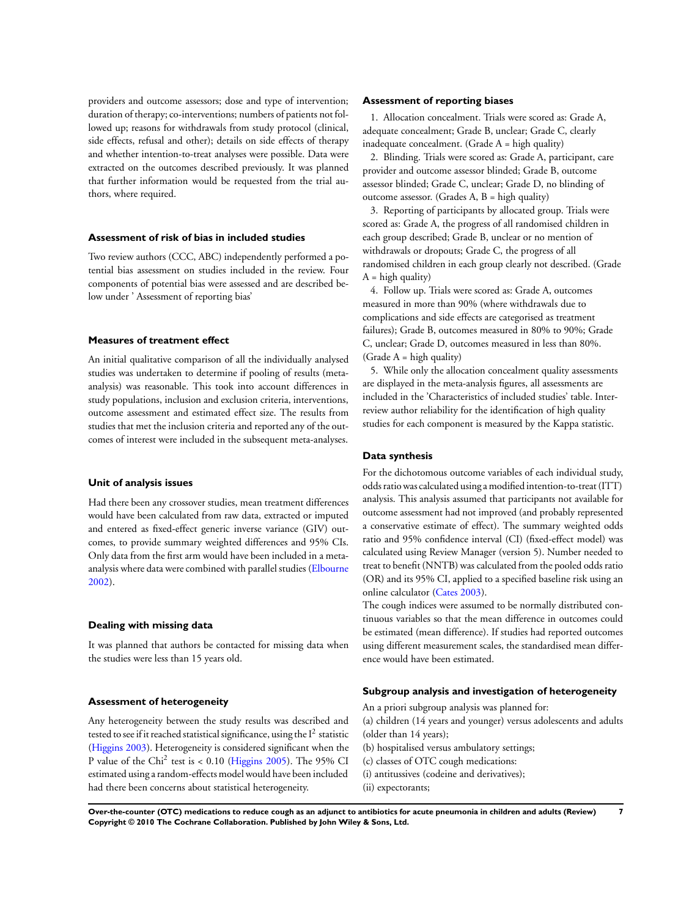providers and outcome assessors; dose and type of intervention; duration of therapy; co-interventions; numbers of patients not followed up; reasons for withdrawals from study protocol (clinical, side effects, refusal and other); details on side effects of therapy and whether intention-to-treat analyses were possible. Data were extracted on the outcomes described previously. It was planned that further information would be requested from the trial authors, where required.

### Assessment of risk of bias in included studies

Two review authors (CCC, ABC) independently performed a potential bias assessment on studies included in the review. Four components of potential bias were assessed and are described below under ' Assessment of reporting bias'

### Measures of treatment effect

An initial qualitative comparison of all the individually analysed studies was undertaken to determine if pooling of results (meta-analysis) was reasonable. This took into account differences in study populations, inclusion and exclusion criteria, interventions, outcome assessment and estimated effect size. The results from studies that met the inclusion criteria and reported any of the outcomes of interest were included in the subsequent meta-analyses.

### Unit of analysis issues

Had there been any crossover studies, mean treatment differences would have been calculated from raw data, extracted or imputed and entered as fixed-effect generic inverse variance (GIV) outcomes, to provide summary weighted differences and 95% CIs. Only data from the first arm would have been included in a meta-analysis where data were combined with parallel studies (Elbourne 2002).

### Dealing with missing data

It was planned that authors be contacted for missing data when the studies were less than 15 years old.

### Assessment of heterogeneity

Any heterogeneity between the study results was described and tested to see if it reached statistical significance, using the $I^2$ statistic (Higgins 2003). Heterogeneity is considered significant when the P value of the $Chi^2$ test is < 0.10 (Higgins 2005). The 95% CI estimated using a random-effects model would have been included had there been concerns about statistical heterogeneity.

### Assessment of reporting biases

1. Allocation concealment. Trials were scored as: Grade A, adequate concealment; Grade B, unclear; Grade C, clearly inadequate concealment. (Grade A = high quality)
2. Blinding. Trials were scored as: Grade A, participant, care provider and outcome assessor blinded; Grade B, outcome assessor blinded; Grade C, unclear; Grade D, no blinding of outcome assessor. (Grades A, B = high quality)
3. Reporting of participants by allocated group. Trials were scored as: Grade A, the progress of all randomised children in each group described; Grade B, unclear or no mention of withdrawals or dropouts; Grade C, the progress of all randomised children in each group clearly not described. (Grade A = high quality)
4. Follow up. Trials were scored as: Grade A, outcomes measured in more than 90% (where withdrawals due to complications and side effects are categorised as treatment failures); Grade B, outcomes measured in 80% to 90%; Grade C, unclear; Grade D, outcomes measured in less than 80%. (Grade A = high quality)
5. While only the allocation concealment quality assessments are displayed in the meta-analysis figures, all assessments are included in the 'Characteristics of included studies' table. Inter-review author reliability for the identification of high quality studies for each component is measured by the Kappa statistic.

### Data synthesis

For the dichotomous outcome variables of each individual study, odds ratio was calculated using a modified intention-to-treat (ITT) analysis. This analysis assumed that participants not available for outcome assessment had not improved (and probably represented a conservative estimate of effect). The summary weighted odds ratio and 95% confidence interval (CI) (fixed-effect model) was calculated using Review Manager (version 5). Number needed to treat to benefit (NNTB) was calculated from the pooled odds ratio (OR) and its 95% CI, applied to a specified baseline risk using an online calculator (Cates 2003).

The cough indices were assumed to be normally distributed continuous variables so that the mean difference in outcomes could be estimated (mean difference). If studies had reported outcomes using different measurement scales, the standardised mean difference would have been estimated.

### Subgroup analysis and investigation of heterogeneity

An a priori subgroup analysis was planned for:

(a) children (14 years and younger) versus adolescents and adults (older than 14 years);
(b) hospitalised versus ambulatory settings;
(c) classes of OTC cough medications:
(i) antitussives (codeine and derivatives);
(ii) expectorants;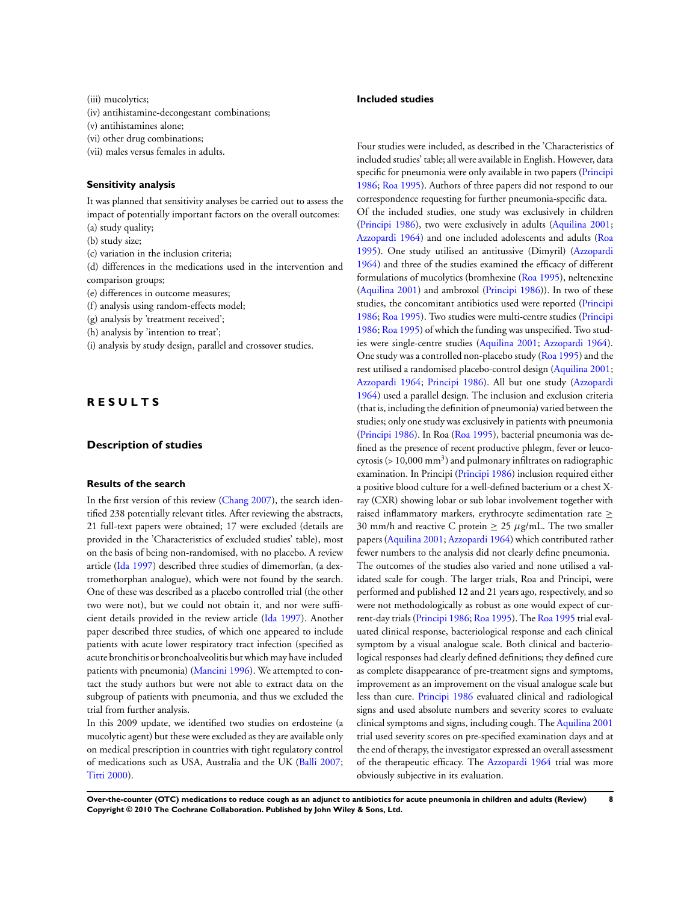(iii) mucolytics;
(iv) antihistamine-decongestant combinations;
(v) antihistamines alone;
(vi) other drug combinations;
(vii) males versus females in adults.

### Sensitivity analysis

It was planned that sensitivity analyses be carried out to assess the impact of potentially important factors on the overall outcomes:
(a) study quality;
(b) study size;
(c) variation in the inclusion criteria;
(d) differences in the medications used in the intervention and comparison groups;
(e) differences in outcome measures;
(f) analysis using random-effects model;
(g) analysis by 'treatment received';
(h) analysis by 'intention to treat';
(i) analysis by study design, parallel and crossover studies.

# RESULTS

## Description of studies

### Results of the search

In the first version of this review (Chang 2007), the search identified 238 potentially relevant titles. After reviewing the abstracts, 21 full-text papers were obtained; 17 were excluded (details are provided in the 'Characteristics of excluded studies' table), most on the basis of being non-randomised, with no placebo. A review article (Ida 1997) described three studies of dimemorfan, (a dextromethorphan analogue), which were not found by the search. One of these was described as a placebo controlled trial (the other two were not), but we could not obtain it, and nor were sufficient details provided in the review article (Ida 1997). Another paper described three studies, of which one appeared to include patients with acute lower respiratory tract infection (specified as acute bronchitis or bronchoalveolitis but which may have included patients with pneumonia) (Mancini 1996). We attempted to contact the study authors but were not able to extract data on the subgroup of patients with pneumonia, and thus we excluded the trial from further analysis.
In this 2009 update, we identified two studies on erdosteine (a mucolytic agent) but these were excluded as they are available only on medical prescription in countries with tight regulatory control of medications such as USA, Australia and the UK (Balli 2007; Titti 2000).

### Included studies

Four studies were included, as described in the 'Characteristics of included studies' table; all were available in English. However, data specific for pneumonia were only available in two papers (Principi 1986; Roa 1995). Authors of three papers did not respond to our correspondence requesting for further pneumonia-specific data.
Of the included studies, one study was exclusively in children (Principi 1986), two were exclusively in adults (Aquilina 2001; Azzopardi 1964) and one included adolescents and adults (Roa 1995). One study utilised an antitussive (Dimyril) (Azzopardi 1964) and three of the studies examined the efficacy of different formulations of mucolytics (bromhexine (Roa 1995), neltenexine (Aquilina 2001) and ambroxol (Principi 1986)). In two of these studies, the concomitant antibiotics used were reported (Principi 1986; Roa 1995). Two studies were multi-centre studies (Principi 1986; Roa 1995) of which the funding was unspecified. Two studies were single-centre studies (Aquilina 2001; Azzopardi 1964). One study was a controlled non-placebo study (Roa 1995) and the rest utilised a randomised placebo-control design (Aquilina 2001; Azzopardi 1964; Principi 1986). All but one study (Azzopardi 1964) used a parallel design. The inclusion and exclusion criteria (that is, including the definition of pneumonia) varied between the studies; only one study was exclusively in patients with pneumonia (Principi 1986). In Roa (Roa 1995), bacterial pneumonia was defined as the presence of recent productive phlegm, fever or leucocytosis (> 10,000 $mm^3$) and pulmonary infiltrates on radiographic examination. In Principi (Principi 1986) inclusion required either a positive blood culture for a well-defined bacterium or a chest X-ray (CXR) showing lobar or sub lobar involvement together with raised inflammatory markers, erythrocyte sedimentation rate $\geq$ 30 mm/h and reactive C protein $\geq$ 25 $\mu$g/mL. The two smaller papers (Aquilina 2001; Azzopardi 1964) which contributed rather fewer numbers to the analysis did not clearly define pneumonia.
The outcomes of the studies also varied and none utilised a validated scale for cough. The larger trials, Roa and Principi, were performed and published 12 and 21 years ago, respectively, and so were not methodologically as robust as one would expect of current-day trials (Principi 1986; Roa 1995). The Roa 1995 trial evaluated clinical response, bacteriological response and each clinical symptom by a visual analogue scale. Both clinical and bacteriological responses had clearly defined definitions; they defined cure as complete disappearance of pre-treatment signs and symptoms, improvement as an improvement on the visual analogue scale but less than cure. Principi 1986 evaluated clinical and radiological signs and used absolute numbers and severity scores to evaluate clinical symptoms and signs, including cough. The Aquilina 2001 trial used severity scores on pre-specified examination days and at the end of therapy, the investigator expressed an overall assessment of the therapeutic efficacy. The Azzopardi 1964 trial was more obviously subjective in its evaluation.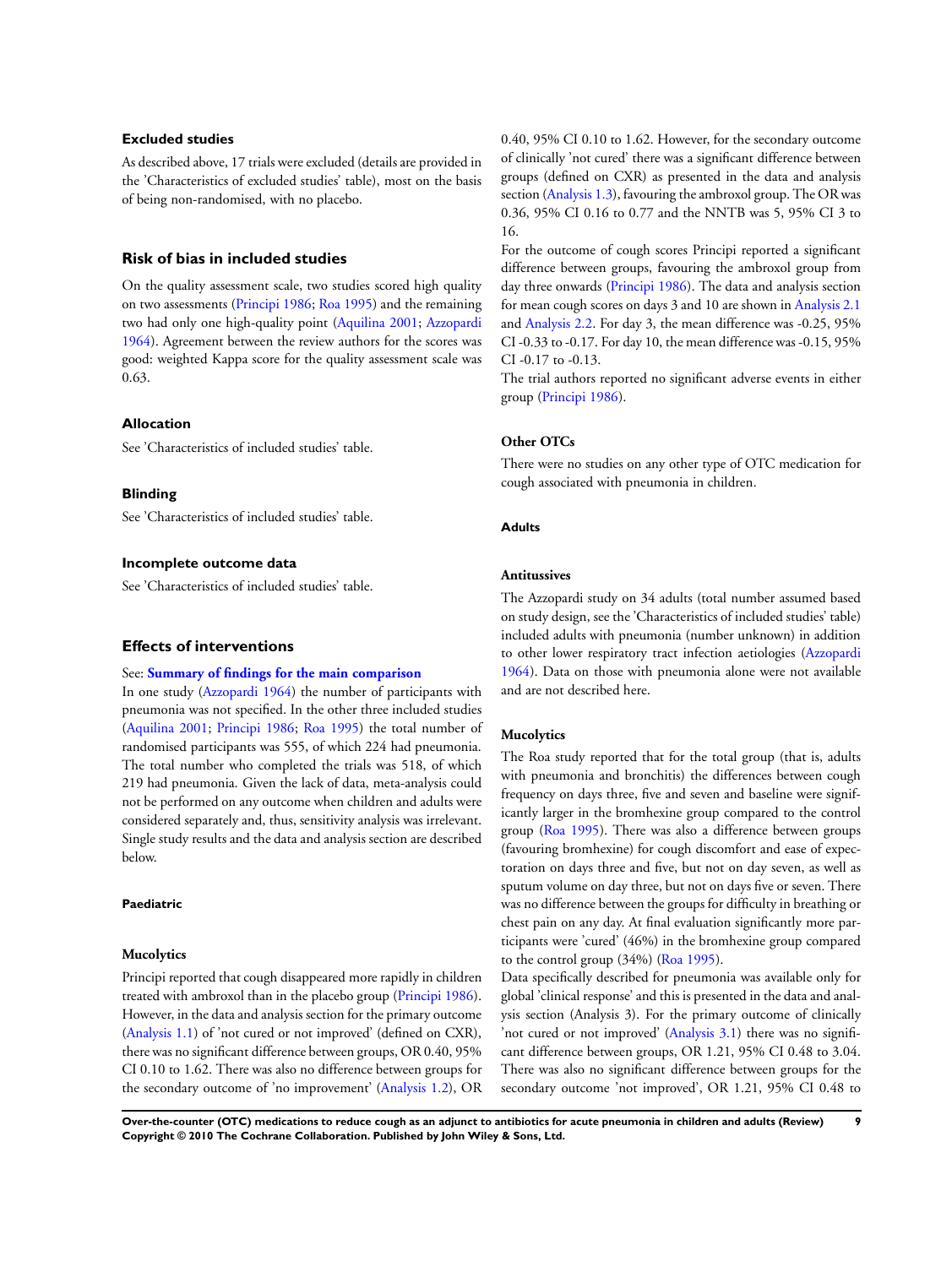### Excluded studies

As described above, 17 trials were excluded (details are provided in the 'Characteristics of excluded studies' table), most on the basis of being non-randomised, with no placebo.

### Risk of bias in included studies

On the quality assessment scale, two studies scored high quality on two assessments (Principi 1986; Roa 1995) and the remaining two had only one high-quality point (Aquilina 2001; Azzopardi 1964). Agreement between the review authors for the scores was good: weighted Kappa score for the quality assessment scale was 0.63.

#### Allocation

See 'Characteristics of included studies' table.

#### Blinding

See 'Characteristics of included studies' table.

#### Incomplete outcome data

See 'Characteristics of included studies' table.

### Effects of interventions

See: **Summary of findings for the main comparison**

In one study (Azzopardi 1964) the number of participants with pneumonia was not specified. In the other three included studies (Aquilina 2001; Principi 1986; Roa 1995) the total number of randomised participants was 555, of which 224 had pneumonia. The total number who completed the trials was 518, of which 219 had pneumonia. Given the lack of data, meta-analysis could not be performed on any outcome when children and adults were considered separately and, thus, sensitivity analysis was irrelevant. Single study results and the data and analysis section are described below.

#### Paediatric

##### Mucolytics

Principi reported that cough disappeared more rapidly in children treated with ambroxol than in the placebo group (Principi 1986). However, in the data and analysis section for the primary outcome (Analysis 1.1) of 'not cured or not improved' (defined on CXR), there was no significant difference between groups, OR 0.40, 95% CI 0.10 to 1.62. There was also no difference between groups for the secondary outcome of 'no improvement' (Analysis 1.2), OR 0.40, 95% CI 0.10 to 1.62. However, for the secondary outcome of clinically 'not cured' there was a significant difference between groups (defined on CXR) as presented in the data and analysis section (Analysis 1.3), favouring the ambroxol group. The OR was 0.36, 95% CI 0.16 to 0.77 and the NNTB was 5, 95% CI 3 to 16.

For the outcome of cough scores Principi reported a significant difference between groups, favouring the ambroxol group from day three onwards (Principi 1986). The data and analysis section for mean cough scores on days 3 and 10 are shown in Analysis 2.1 and Analysis 2.2. For day 3, the mean difference was -0.25, 95% CI -0.33 to -0.17. For day 10, the mean difference was -0.15, 95% CI -0.17 to -0.13.

The trial authors reported no significant adverse events in either group (Principi 1986).

##### Other OTCs

There were no studies on any other type of OTC medication for cough associated with pneumonia in children.

#### Adults

##### Antitussives

The Azzopardi study on 34 adults (total number assumed based on study design, see the 'Characteristics of included studies' table) included adults with pneumonia (number unknown) in addition to other lower respiratory tract infection aetiologies (Azzopardi 1964). Data on those with pneumonia alone were not available and are not described here.

##### Mucolytics

The Roa study reported that for the total group (that is, adults with pneumonia and bronchitis) the differences between cough frequency on days three, five and seven and baseline were significantly larger in the bromhexine group compared to the control group (Roa 1995). There was also a difference between groups (favouring bromhexine) for cough discomfort and ease of expectoration on days three and five, but not on day seven, as well as sputum volume on day three, but not on days five or seven. There was no difference between the groups for difficulty in breathing or chest pain on any day. At final evaluation significantly more participants were 'cured' (46%) in the bromhexine group compared to the control group (34%) (Roa 1995).

Data specifically described for pneumonia was available only for global 'clinical response' and this is presented in the data and analysis section (Analysis 3). For the primary outcome of clinically 'not cured or not improved' (Analysis 3.1) there was no significant difference between groups, OR 1.21, 95% CI 0.48 to 3.04. There was also no significant difference between groups for the secondary outcome 'not improved', OR 1.21, 95% CI 0.48 to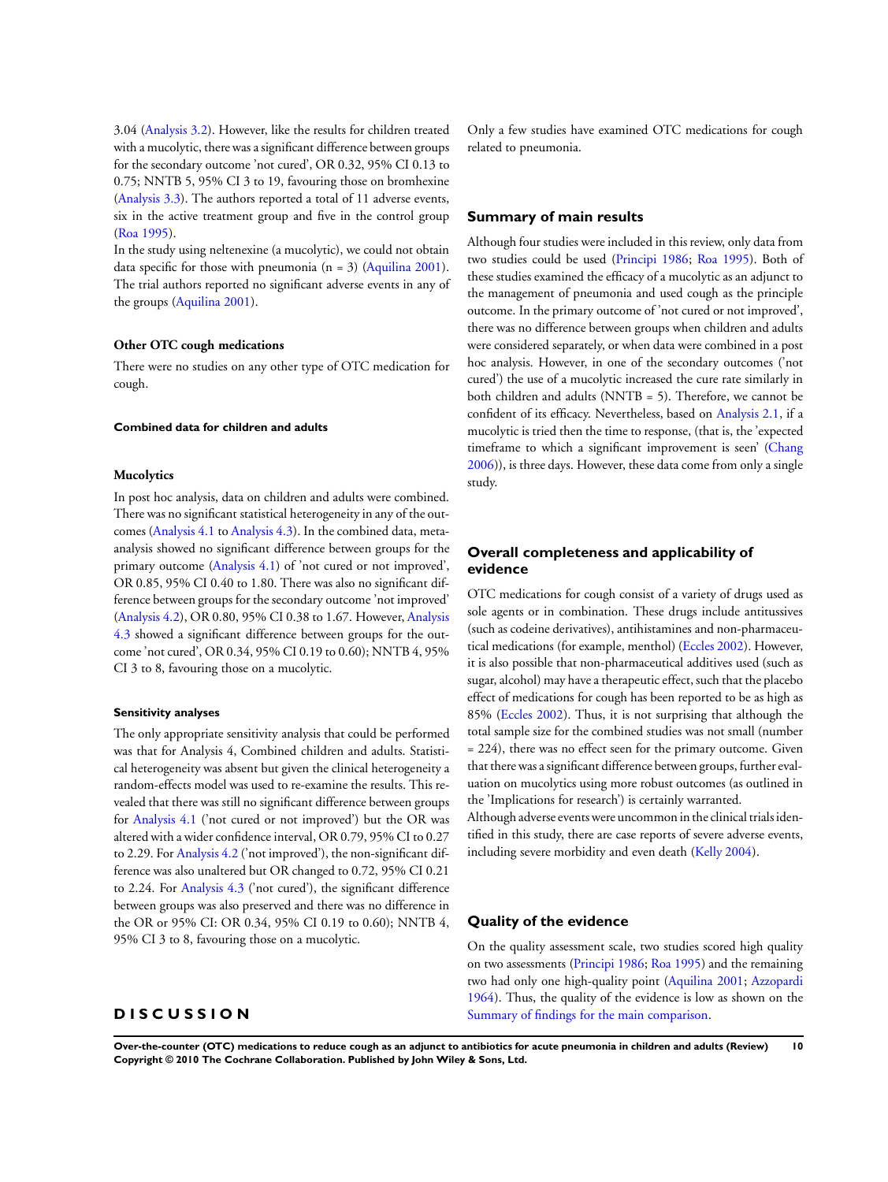3.04 (Analysis 3.2). However, like the results for children treated with a mucolytic, there was a significant difference between groups for the secondary outcome 'not cured', OR 0.32, 95% CI 0.13 to 0.75; NNTB 5, 95% CI 3 to 19, favouring those on bromhexine (Analysis 3.3). The authors reported a total of 11 adverse events, six in the active treatment group and five in the control group (Roa 1995).

In the study using neltenexine (a mucolytic), we could not obtain data specific for those with pneumonia (n = 3) (Aquilina 2001). The trial authors reported no significant adverse events in any of the groups (Aquilina 2001).

### Other OTC cough medications

There were no studies on any other type of OTC medication for cough.

#### Combined data for children and adults

### Mucolytics

In post hoc analysis, data on children and adults were combined. There was no significant statistical heterogeneity in any of the outcomes (Analysis 4.1 to Analysis 4.3). In the combined data, meta-analysis showed no significant difference between groups for the primary outcome (Analysis 4.1) of 'not cured or not improved', OR 0.85, 95% CI 0.40 to 1.80. There was also no significant difference between groups for the secondary outcome 'not improved' (Analysis 4.2), OR 0.80, 95% CI 0.38 to 1.67. However, Analysis 4.3 showed a significant difference between groups for the outcome 'not cured', OR 0.34, 95% CI 0.19 to 0.60); NNTB 4, 95% CI 3 to 8, favouring those on a mucolytic.

#### Sensitivity analyses

The only appropriate sensitivity analysis that could be performed was that for Analysis 4, Combined children and adults. Statistical heterogeneity was absent but given the clinical heterogeneity a random-effects model was used to re-examine the results. This revealed that there was still no significant difference between groups for Analysis 4.1 ('not cured or not improved') but the OR was altered with a wider confidence interval, OR 0.79, 95% CI to 0.27 to 2.29. For Analysis 4.2 ('not improved'), the non-significant difference was also unaltered but OR changed to 0.72, 95% CI 0.21 to 2.24. For Analysis 4.3 ('not cured'), the significant difference between groups was also preserved and there was no difference in the OR or 95% CI: OR 0.34, 95% CI 0.19 to 0.60); NNTB 4, 95% CI 3 to 8, favouring those on a mucolytic.

# D I S C U S S I O N

Only a few studies have examined OTC medications for cough related to pneumonia.

## Summary of main results

Although four studies were included in this review, only data from two studies could be used (Principi 1986; Roa 1995). Both of these studies examined the efficacy of a mucolytic as an adjunct to the management of pneumonia and used cough as the principle outcome. In the primary outcome of 'not cured or not improved', there was no difference between groups when children and adults were considered separately, or when data were combined in a post hoc analysis. However, in one of the secondary outcomes ('not cured') the use of a mucolytic increased the cure rate similarly in both children and adults (NNTB = 5). Therefore, we cannot be confident of its efficacy. Nevertheless, based on Analysis 2.1, if a mucolytic is tried then the time to response, (that is, the 'expected timeframe to which a significant improvement is seen' (Chang 2006)), is three days. However, these data come from only a single study.

## Overall completeness and applicability of evidence

OTC medications for cough consist of a variety of drugs used as sole agents or in combination. These drugs include antitussives (such as codeine derivatives), antihistamines and non-pharmaceutical medications (for example, menthol) (Eccles 2002). However, it is also possible that non-pharmaceutical additives used (such as sugar, alcohol) may have a therapeutic effect, such that the placebo effect of medications for cough has been reported to be as high as 85% (Eccles 2002). Thus, it is not surprising that although the total sample size for the combined studies was not small (number = 224), there was no effect seen for the primary outcome. Given that there was a significant difference between groups, further evaluation on mucolytics using more robust outcomes (as outlined in the 'Implications for research') is certainly warranted.

Although adverse events were uncommon in the clinical trials identified in this study, there are case reports of severe adverse events, including severe morbidity and even death (Kelly 2004).

## Quality of the evidence

On the quality assessment scale, two studies scored high quality on two assessments (Principi 1986; Roa 1995) and the remaining two had only one high-quality point (Aquilina 2001; Azzopardi 1964). Thus, the quality of the evidence is low as shown on the Summary of findings for the main comparison.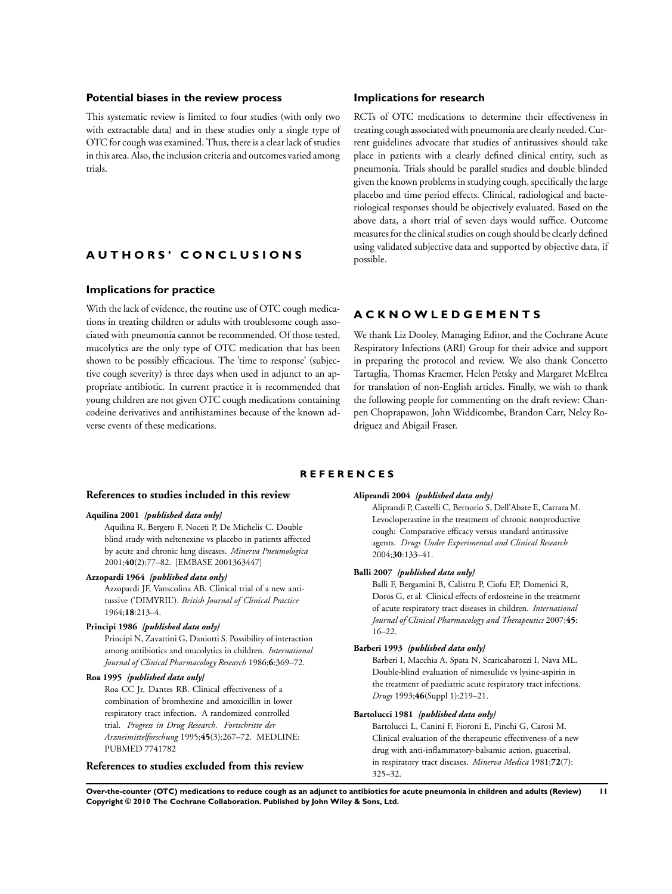## Potential biases in the review process

This systematic review is limited to four studies (with only two with extractable data) and in these studies only a single type of OTC for cough was examined. Thus, there is a clear lack of studies in this area. Also, the inclusion criteria and outcomes varied among trials.

# AUTHORS' CONCLUSIONS

## Implications for practice

With the lack of evidence, the routine use of OTC cough medications in treating children or adults with troublesome cough associated with pneumonia cannot be recommended. Of those tested, mucolytics are the only type of OTC medication that has been shown to be possibly efficacious. The 'time to response' (subjective cough severity) is three days when used in adjunct to an appropriate antibiotic. In current practice it is recommended that young children are not given OTC cough medications containing codeine derivatives and antihistamines because of the known adverse events of these medications.

## Implications for research

RCTs of OTC medications to determine their effectiveness in treating cough associated with pneumonia are clearly needed. Current guidelines advocate that studies of antitussives should take place in patients with a clearly defined clinical entity, such as pneumonia. Trials should be parallel studies and double blinded given the known problems in studying cough, specifically the large placebo and time period effects. Clinical, radiological and bacteriological responses should be objectively evaluated. Based on the above data, a short trial of seven days would suffice. Outcome measures for the clinical studies on cough should be clearly defined using validated subjective data and supported by objective data, if possible.

# ACKNOWLEDGEMENTS

We thank Liz Dooley, Managing Editor, and the Cochrane Acute Respiratory Infections (ARI) Group for their advice and support in preparing the protocol and review. We also thank Concetto Tartaglia, Thomas Kraemer, Helen Petsky and Margaret McElrea for translation of non-English articles. Finally, we wish to thank the following people for commenting on the draft review: Chanpen Choprapawon, John Widdicombe, Brandon Carr, Nelcy Rodriguez and Abigail Fraser.

# REFERENCES

## References to studies included in this review

**Aquilina 2001** *{published data only}*
Aquilina R, Bergero F, Noceti P, De Michelis C. Double blind study with neltenexine vs placebo in patients affected by acute and chronic lung diseases. *Minerva Pneumologica* 2001;**40**(2):77–82. [EMBASE 2001363447]

**Azzopardi 1964** *{published data only}*
Azzopardi JF, Vanscolina AB. Clinical trial of a new antitussive ('DIMYRIL'). *British Journal of Clinical Practice* 1964;**18**:213–4.

**Principi 1986** *{published data only}*
Principi N, Zavattini G, Daniotti S. Possibility of interaction among antibiotics and mucolytics in children. *International Journal of Clinical Pharmacology Research* 1986;**6**:369–72.

**Roa 1995** *{published data only}*
Roa CC Jr, Dantes RB. Clinical effectiveness of a combination of bromhexine and amoxicillin in lower respiratory tract infection. A randomized controlled trial. *Progress in Drug Research. Fortschritte der Arzneimittelforschung* 1995;**45**(3):267–72. MEDLINE: PUBMED 7741782

## References to studies excluded from this review

**Aliprandi 2004** *{published data only}*
Aliprandi P, Castelli C, Bernorio S, Dell'Abate E, Carrara M. Levocloperastine in the treatment of chronic nonproductive cough: Comparative efficacy versus standard antitussive agents. *Drugs Under Experimental and Clinical Research* 2004;**30**:133–41.

**Balli 2007** *{published data only}*
Balli F, Bergamini B, Calistru P, Ciofu EP, Domenici R, Doros G, et al. Clinical effects of erdosteine in the treatment of acute respiratory tract diseases in children. *International Journal of Clinical Pharmacology and Therapeutics* 2007;**45**: 16–22.

**Barberi 1993** *{published data only}*
Barberi I, Macchia A, Spata N, Scaricabarozzi I, Nava ML. Double-blind evaluation of nimesulide vs lysine-aspirin in the treatment of paediatric acute respiratory tract infections. *Drugs* 1993;**46**(Suppl 1):219–21.

**Bartolucci 1981** *{published data only}*
Bartolucci L, Canini F, Fioroni E, Pinchi G, Carosi M. Clinical evaluation of the therapeutic effectiveness of a new drug with anti-inflammatory-balsamic action, guacetisal, in respiratory tract diseases. *Minerva Medica* 1981;**72**(7): 325–32.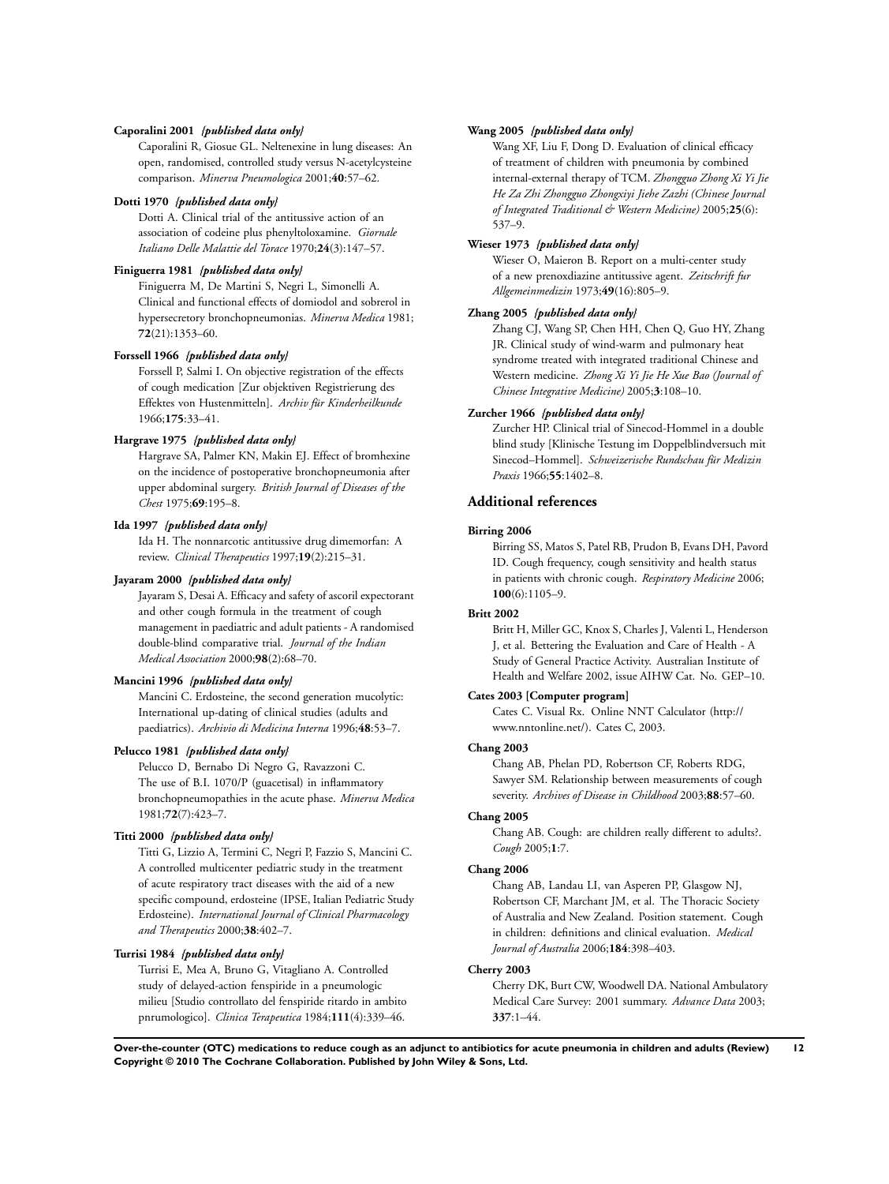**Caporalini 2001** *{published data only}*

Caporalini R, Giosue GL. Neltenexine in lung diseases: An open, randomised, controlled study versus N-acetylcysteine comparison. *Minerva Pneumologica* 2001;**40**:57–62.

**Dotti 1970** *{published data only}*

Dotti A. Clinical trial of the antitussive action of an association of codeine plus phenyltoloxamine. *Giornale Italiano Delle Malattie del Torace* 1970;**24**(3):147–57.

**Finiguerra 1981** *{published data only}*

Finiguerra M, De Martini S, Negri L, Simonelli A. Clinical and functional effects of domiodol and sobrerol in hypersecretory bronchopneumonias. *Minerva Medica* 1981; **72**(21):1353–60.

**Forssell 1966** *{published data only}*

Forssell P, Salmi I. On objective registration of the effects of cough medication [Zur objektiven Registrierung des Effektes von Hustenmitteln]. *Archiv für Kinderheilkunde* 1966;**175**:33–41.

**Hargrave 1975** *{published data only}*

Hargrave SA, Palmer KN, Makin EJ. Effect of bromhexine on the incidence of postoperative bronchopneumonia after upper abdominal surgery. *British Journal of Diseases of the Chest* 1975;**69**:195–8.

**Ida 1997** *{published data only}*

Ida H. The nonnarcotic antitussive drug dimemorfan: A review. *Clinical Therapeutics* 1997;**19**(2):215–31.

**Jayaram 2000** *{published data only}*

Jayaram S, Desai A. Efficacy and safety of ascoril expectorant and other cough formula in the treatment of cough management in paediatric and adult patients - A randomised double-blind comparative trial. *Journal of the Indian Medical Association* 2000;**98**(2):68–70.

**Mancini 1996** *{published data only}*

Mancini C. Erdosteine, the second generation mucolytic: International up-dating of clinical studies (adults and paediatrics). *Archivio di Medicina Interna* 1996;**48**:53–7.

**Pelucco 1981** *{published data only}*

Pelucco D, Bernabo Di Negro G, Ravazzoni C. The use of B.I. 1070/P (guacetisal) in inflammatory bronchopneumopathies in the acute phase. *Minerva Medica* 1981;**72**(7):423–7.

**Titti 2000** *{published data only}*

Titti G, Lizzio A, Termini C, Negri P, Fazzio S, Mancini C. A controlled multicenter pediatric study in the treatment of acute respiratory tract diseases with the aid of a new specific compound, erdosteine (IPSE, Italian Pediatric Study Erdosteine). *International Journal of Clinical Pharmacology and Therapeutics* 2000;**38**:402–7.

**Turrisi 1984** *{published data only}*

Turrisi E, Mea A, Bruno G, Vitagliano A. Controlled study of delayed-action fenspiride in a pneumologic milieu [Studio controllato del fenspiride ritardo in ambito pnrumologico]. *Clinica Terapeutica* 1984;**111**(4):339–46.

**Wang 2005** *{published data only}*

Wang XF, Liu F, Dong D. Evaluation of clinical efficacy of treatment of children with pneumonia by combined internal-external therapy of TCM. *Zhongguo Zhong Xi Yi Jie He Za Zhi Zhongguo Zhongxiyi Jiehe Zazhi (Chinese Journal of Integrated Traditional & Western Medicine)* 2005;**25**(6): 537–9.

**Wieser 1973** *{published data only}*

Wieser O, Maieron B. Report on a multi-center study of a new prenoxdiazine antitussive agent. *Zeitschrift fur Allgemeinmedizin* 1973;**49**(16):805–9.

**Zhang 2005** *{published data only}*

Zhang CJ, Wang SP, Chen HH, Chen Q, Guo HY, Zhang JR. Clinical study of wind-warm and pulmonary heat syndrome treated with integrated traditional Chinese and Western medicine. *Zhong Xi Yi Jie He Xue Bao (Journal of Chinese Integrative Medicine)* 2005;**3**:108–10.

**Zurcher 1966** *{published data only}*

Zurcher HP. Clinical trial of Sinecod-Hommel in a double blind study [Klinische Testung im Doppelblindversuch mit Sinecod–Hommel]. *Schweizerische Rundschau für Medizin Praxis* 1966;**55**:1402–8.

## Additional references

**Birring 2006**

Birring SS, Matos S, Patel RB, Prudon B, Evans DH, Pavord ID. Cough frequency, cough sensitivity and health status in patients with chronic cough. *Respiratory Medicine* 2006; **100**(6):1105–9.

**Britt 2002**

Britt H, Miller GC, Knox S, Charles J, Valenti L, Henderson J, et al. Bettering the Evaluation and Care of Health - A Study of General Practice Activity. Australian Institute of Health and Welfare 2002, issue AIHW Cat. No. GEP–10.

**Cates 2003 [Computer program]**

Cates C. Visual Rx. Online NNT Calculator (http://www.nntonline.net/). Cates C, 2003.

**Chang 2003**

Chang AB, Phelan PD, Robertson CF, Roberts RDG, Sawyer SM. Relationship between measurements of cough severity. *Archives of Disease in Childhood* 2003;**88**:57–60.

**Chang 2005**

Chang AB. Cough: are children really different to adults?. *Cough* 2005;**1**:7.

**Chang 2006**

Chang AB, Landau LI, van Asperen PP, Glasgow NJ, Robertson CF, Marchant JM, et al. The Thoracic Society of Australia and New Zealand. Position statement. Cough in children: definitions and clinical evaluation. *Medical Journal of Australia* 2006;**184**:398–403.

**Cherry 2003**

Cherry DK, Burt CW, Woodwell DA. National Ambulatory Medical Care Survey: 2001 summary. *Advance Data* 2003; **337**:1–44.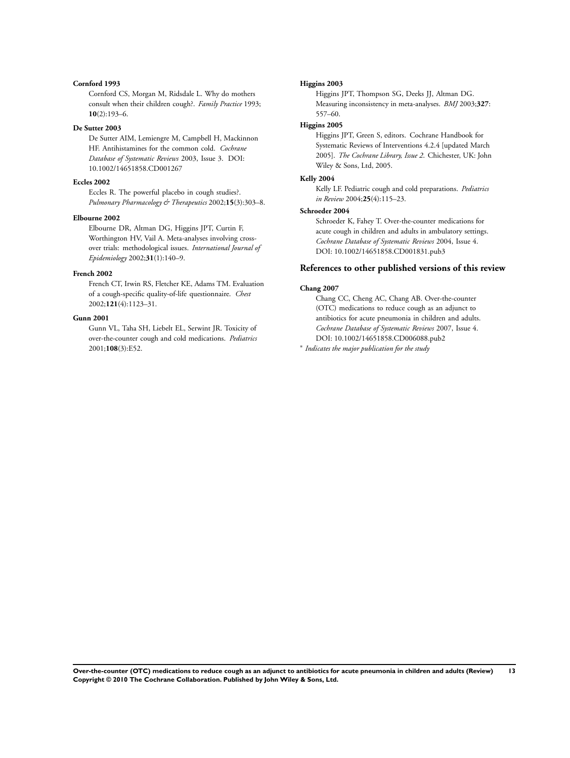**Cornford 1993**

Cornford CS, Morgan M, Ridsdale L. Why do mothers consult when their children cough?. *Family Practice* 1993; **10**(2):193–6.

**De Sutter 2003**

De Sutter AIM, Lemiengre M, Campbell H, Mackinnon HF. Antihistamines for the common cold. *Cochrane Database of Systematic Reviews* 2003, Issue 3. DOI: 10.1002/14651858.CD001267

**Eccles 2002**

Eccles R. The powerful placebo in cough studies?. *Pulmonary Pharmacology & Therapeutics* 2002;**15**(3):303–8.

**Elbourne 2002**

Elbourne DR, Altman DG, Higgins JPT, Curtin F, Worthington HV, Vail A. Meta-analyses involving cross-over trials: methodological issues. *International Journal of Epidemiology* 2002;**31**(1):140–9.

**French 2002**

French CT, Irwin RS, Fletcher KE, Adams TM. Evaluation of a cough-specific quality-of-life questionnaire. *Chest* 2002;**121**(4):1123–31.

**Gunn 2001**

Gunn VL, Taha SH, Liebelt EL, Serwint JR. Toxicity of over-the-counter cough and cold medications. *Pediatrics* 2001;**108**(3):E52.

**Higgins 2003**

Higgins JPT, Thompson SG, Deeks JJ, Altman DG. Measuring inconsistency in meta-analyses. *BMJ* 2003;**327**: 557–60.

**Higgins 2005**

Higgins JPT, Green S, editors. Cochrane Handbook for Systematic Reviews of Interventions 4.2.4 [updated March 2005]. *The Cochrane Library, Issue 2*. Chichester, UK: John Wiley & Sons, Ltd, 2005.

**Kelly 2004**

Kelly LF. Pediatric cough and cold preparations. *Pediatrics in Review* 2004;**25**(4):115–23.

**Schroeder 2004**

Schroeder K, Fahey T. Over-the-counter medications for acute cough in children and adults in ambulatory settings. *Cochrane Database of Systematic Reviews* 2004, Issue 4. DOI: 10.1002/14651858.CD001831.pub3

## References to other published versions of this review

**Chang 2007**

Chang CC, Cheng AC, Chang AB. Over-the-counter (OTC) medications to reduce cough as an adjunct to antibiotics for acute pneumonia in children and adults. *Cochrane Database of Systematic Reviews* 2007, Issue 4. DOI: 10.1002/14651858.CD006088.pub2

* *Indicates the major publication for the study*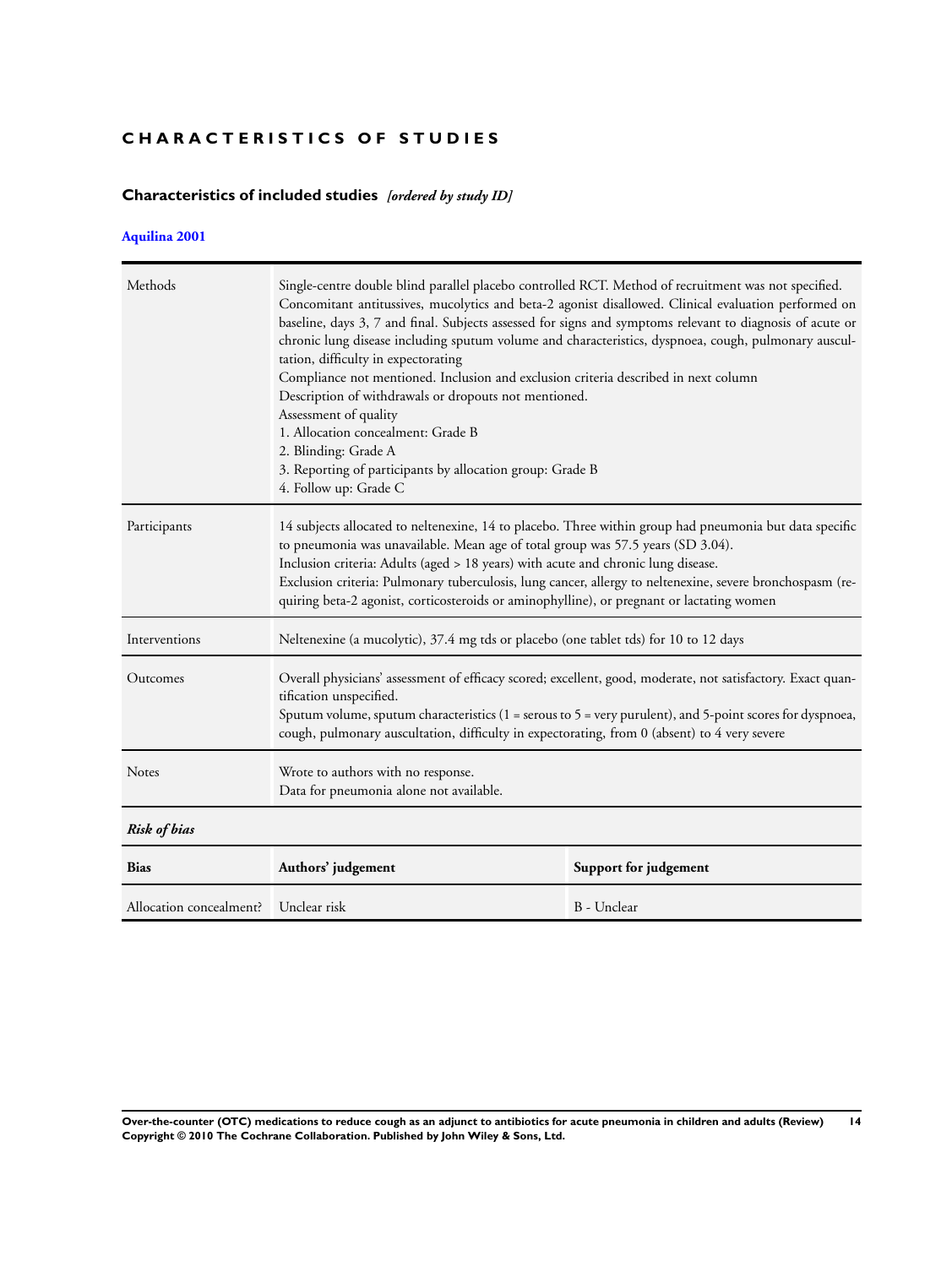# CHARACTERISTICS OF STUDIES

## Characteristics of included studies *[ordered by study ID]*

### Aquilina 2001

| | |
|---|---|
| Methods | Single-centre double blind parallel placebo controlled RCT. Method of recruitment was not specified. Concomitant antitussives, mucolytics and beta-2 agonist disallowed. Clinical evaluation performed on baseline, days 3, 7 and final. Subjects assessed for signs and symptoms relevant to diagnosis of acute or chronic lung disease including sputum volume and characteristics, dyspnoea, cough, pulmonary auscultation, difficulty in expectorating<br>Compliance not mentioned. Inclusion and exclusion criteria described in next column<br>Description of withdrawals or dropouts not mentioned.<br>Assessment of quality<br>1. Allocation concealment: Grade B<br>2. Blinding: Grade A<br>3. Reporting of participants by allocation group: Grade B<br>4. Follow up: Grade C |
| Participants | 14 subjects allocated to neltenexine, 14 to placebo. Three within group had pneumonia but data specific to pneumonia was unavailable. Mean age of total group was 57.5 years (SD 3.04).<br>Inclusion criteria: Adults (aged > 18 years) with acute and chronic lung disease.<br>Exclusion criteria: Pulmonary tuberculosis, lung cancer, allergy to neltenexine, severe bronchospasm (requiring beta-2 agonist, corticosteroids or aminophylline), or pregnant or lactating women |
| Interventions | Neltenexine (a mucolytic), 37.4 mg tds or placebo (one tablet tds) for 10 to 12 days |
| Outcomes | Overall physicians' assessment of efficacy scored; excellent, good, moderate, not satisfactory. Exact quantification unspecified.<br>Sputum volume, sputum characteristics (1 = serous to 5 = very purulent), and 5-point scores for dyspnoea, cough, pulmonary auscultation, difficulty in expectorating, from 0 (absent) to 4 very severe |
| Notes | Wrote to authors with no response.<br>Data for pneumonia alone not available. |

***Risk of bias***

| Bias | Authors' judgement | Support for judgement |
|---|---|---|
| Allocation concealment? | Unclear risk | B - Unclear |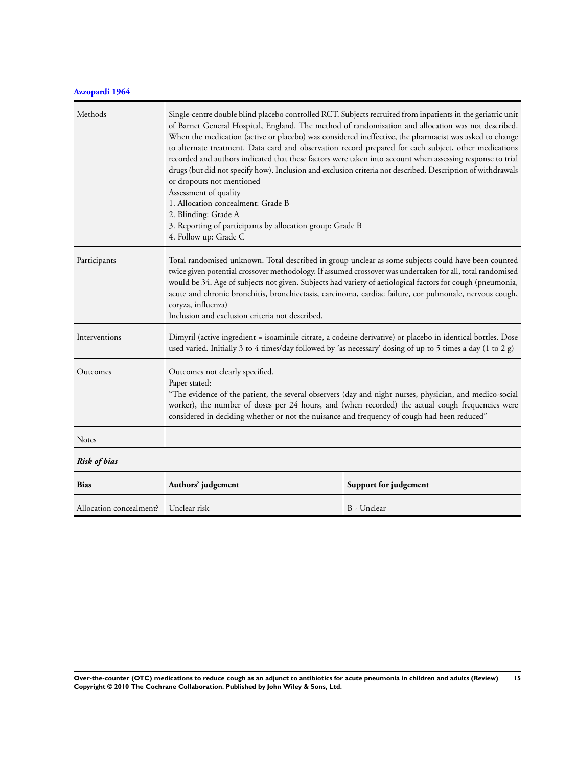### Azzopardi 1964

| | |
|---|---|
| Methods | Single-centre double blind placebo controlled RCT. Subjects recruited from inpatients in the geriatric unit of Barnet General Hospital, England. The method of randomisation and allocation was not described. When the medication (active or placebo) was considered ineffective, the pharmacist was asked to change to alternate treatment. Data card and observation record prepared for each subject, other medications recorded and authors indicated that these factors were taken into account when assessing response to trial drugs (but did not specify how). Inclusion and exclusion criteria not described. Description of withdrawals or dropouts not mentioned<br>Assessment of quality<br>1. Allocation concealment: Grade B<br>2. Blinding: Grade A<br>3. Reporting of participants by allocation group: Grade B<br>4. Follow up: Grade C |
| Participants | Total randomised unknown. Total described in group unclear as some subjects could have been counted twice given potential crossover methodology. If assumed crossover was undertaken for all, total randomised would be 34. Age of subjects not given. Subjects had variety of aetiological factors for cough (pneumonia, acute and chronic bronchitis, bronchiectasis, carcinoma, cardiac failure, cor pulmonale, nervous cough, coryza, influenza)<br>Inclusion and exclusion criteria not described. |
| Interventions | Dimyril (active ingredient = isoaminile citrate, a codeine derivative) or placebo in identical bottles. Dose used varied. Initially 3 to 4 times/day followed by 'as necessary' dosing of up to 5 times a day (1 to 2 g) |
| Outcomes | Outcomes not clearly specified.<br>Paper stated:<br>"The evidence of the patient, the several observers (day and night nurses, physician, and medico-social worker), the number of doses per 24 hours, and (when recorded) the actual cough frequencies were considered in deciding whether or not the nuisance and frequency of cough had been reduced" |
| Notes | |

*Risk of bias*

| Bias | Authors' judgement | Support for judgement |
|---|---|---|
| Allocation concealment? | Unclear risk | B - Unclear |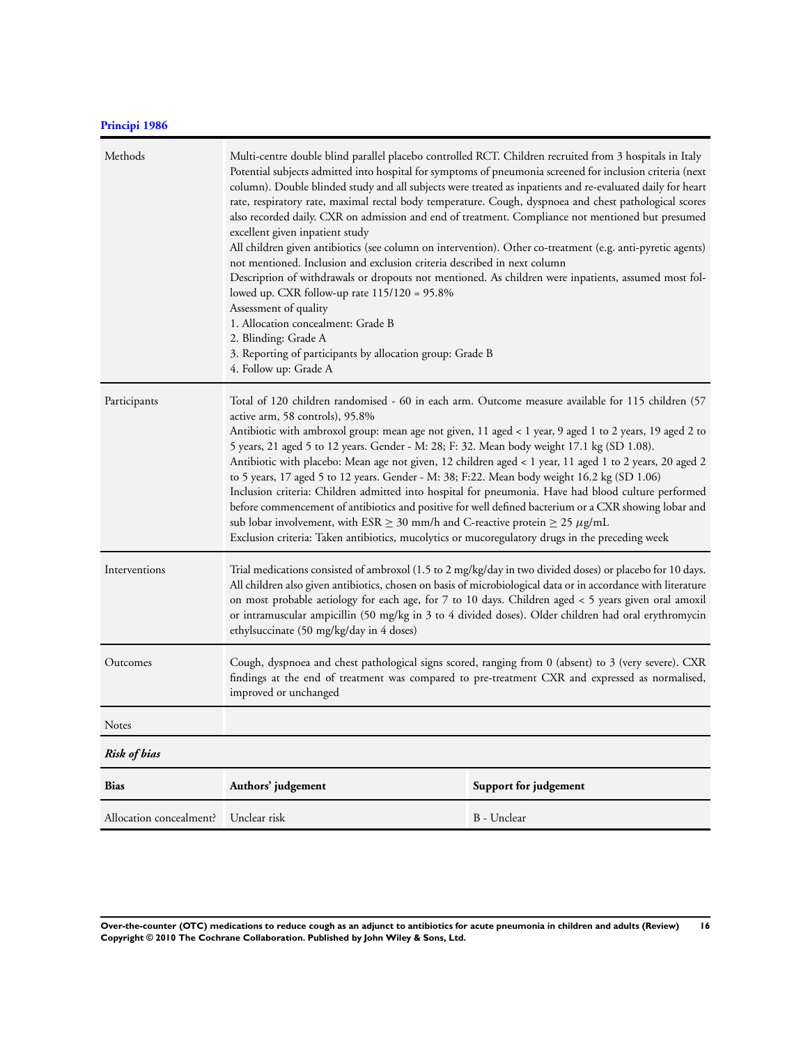**Principi 1986**

| | |
|---|---|
| Methods | Multi-centre double blind parallel placebo controlled RCT. Children recruited from 3 hospitals in Italy<br>Potential subjects admitted into hospital for symptoms of pneumonia screened for inclusion criteria (next column). Double blinded study and all subjects were treated as inpatients and re-evaluated daily for heart rate, respiratory rate, maximal rectal body temperature. Cough, dyspnoea and chest pathological scores also recorded daily. CXR on admission and end of treatment. Compliance not mentioned but presumed excellent given inpatient study<br>All children given antibiotics (see column on intervention). Other co-treatment (e.g. anti-pyretic agents) not mentioned. Inclusion and exclusion criteria described in next column<br>Description of withdrawals or dropouts not mentioned. As children were inpatients, assumed most followed up. CXR follow-up rate 115/120 = 95.8%<br>Assessment of quality<br>1. Allocation concealment: Grade B<br>2. Blinding: Grade A<br>3. Reporting of participants by allocation group: Grade B<br>4. Follow up: Grade A |
| Participants | Total of 120 children randomised - 60 in each arm. Outcome measure available for 115 children (57 active arm, 58 controls), 95.8%<br>Antibiotic with ambroxol group: mean age not given, 11 aged < 1 year, 9 aged 1 to 2 years, 19 aged 2 to 5 years, 21 aged 5 to 12 years. Gender - M: 28; F: 32. Mean body weight 17.1 kg (SD 1.08).<br>Antibiotic with placebo: Mean age not given, 12 children aged < 1 year, 11 aged 1 to 2 years, 20 aged 2 to 5 years, 17 aged 5 to 12 years. Gender - M: 38; F:22. Mean body weight 16.2 kg (SD 1.06)<br>Inclusion criteria: Children admitted into hospital for pneumonia. Have had blood culture performed before commencement of antibiotics and positive for well defined bacterium or a CXR showing lobar and sub lobar involvement, with ESR $\geq$ 30 mm/h and C-reactive protein $\geq$ 25 $\mu$g/mL<br>Exclusion criteria: Taken antibiotics, mucolytics or mucoregulatory drugs in the preceding week |
| Interventions | Trial medications consisted of ambroxol (1.5 to 2 mg/kg/day in two divided doses) or placebo for 10 days. All children also given antibiotics, chosen on basis of microbiological data or in accordance with literature on most probable aetiology for each age, for 7 to 10 days. Children aged < 5 years given oral amoxil or intramuscular ampicillin (50 mg/kg in 3 to 4 divided doses). Older children had oral erythromycin ethylsuccinate (50 mg/kg/day in 4 doses) |
| Outcomes | Cough, dyspnoea and chest pathological signs scored, ranging from 0 (absent) to 3 (very severe). CXR findings at the end of treatment was compared to pre-treatment CXR and expressed as normalised, improved or unchanged |
| Notes | |

*Risk of bias*

| Bias | Authors' judgement | Support for judgement |
|---|---|---|
| Allocation concealment? | Unclear risk | B - Unclear |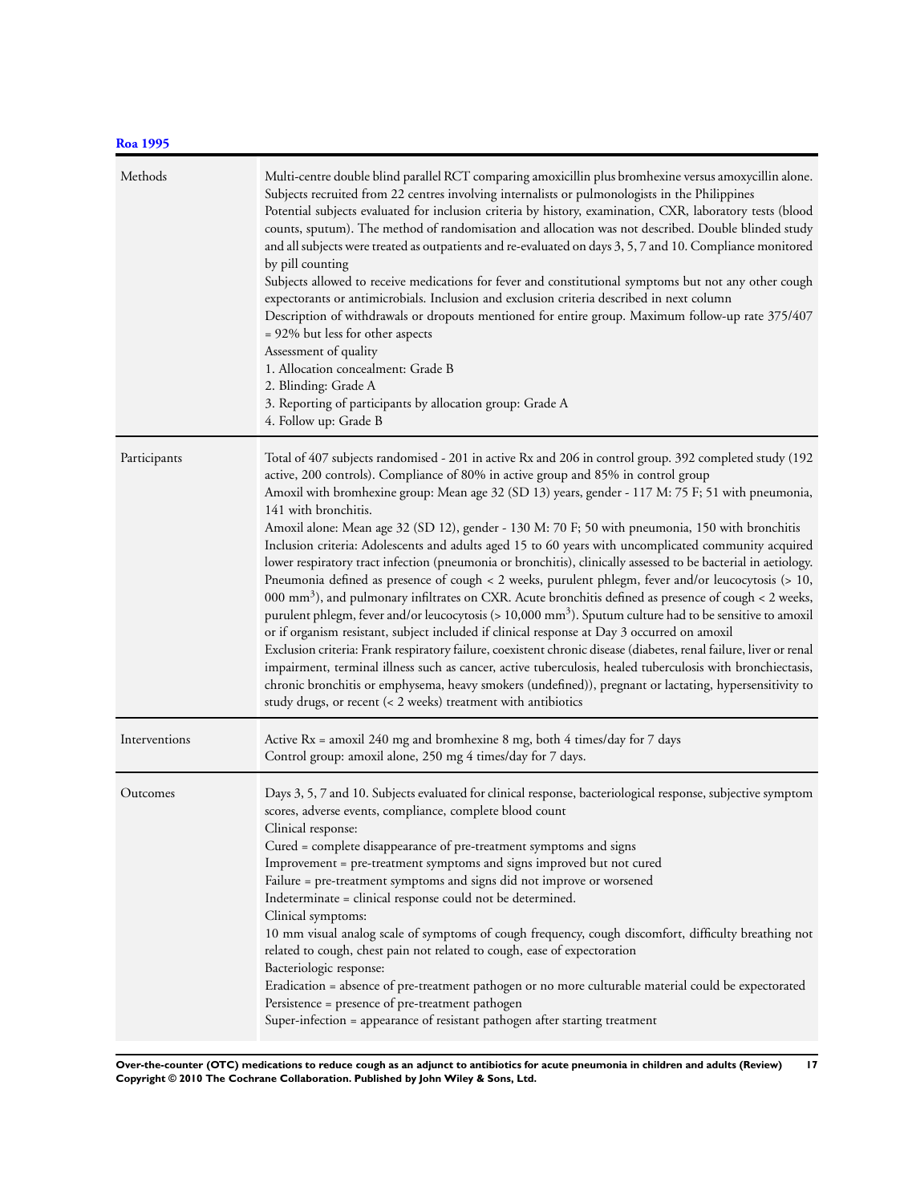**Roa 1995**

| | |
|---|---|
| Methods | Multi-centre double blind parallel RCT comparing amoxicillin plus bromhexine versus amoxycillin alone. Subjects recruited from 22 centres involving internalists or pulmonologists in the Philippines<br>Potential subjects evaluated for inclusion criteria by history, examination, CXR, laboratory tests (blood counts, sputum). The method of randomisation and allocation was not described. Double blinded study and all subjects were treated as outpatients and re-evaluated on days 3, 5, 7 and 10. Compliance monitored by pill counting<br>Subjects allowed to receive medications for fever and constitutional symptoms but not any other cough expectorants or antimicrobials. Inclusion and exclusion criteria described in next column<br>Description of withdrawals or dropouts mentioned for entire group. Maximum follow-up rate 375/407 = 92% but less for other aspects<br>Assessment of quality<br>1. Allocation concealment: Grade B<br>2. Blinding: Grade A<br>3. Reporting of participants by allocation group: Grade A<br>4. Follow up: Grade B |
| Participants | Total of 407 subjects randomised - 201 in active Rx and 206 in control group. 392 completed study (192 active, 200 controls). Compliance of 80% in active group and 85% in control group<br>Amoxil with bromhexine group: Mean age 32 (SD 13) years, gender - 117 M: 75 F; 51 with pneumonia, 141 with bronchitis.<br>Amoxil alone: Mean age 32 (SD 12), gender - 130 M: 70 F; 50 with pneumonia, 150 with bronchitis<br>Inclusion criteria: Adolescents and adults aged 15 to 60 years with uncomplicated community acquired lower respiratory tract infection (pneumonia or bronchitis), clinically assessed to be bacterial in aetiology. Pneumonia defined as presence of cough < 2 weeks, purulent phlegm, fever and/or leucocytosis (> 10, 000 $mm^3$), and pulmonary infiltrates on CXR. Acute bronchitis defined as presence of cough < 2 weeks, purulent phlegm, fever and/or leucocytosis (> 10,000 $mm^3$). Sputum culture had to be sensitive to amoxil or if organism resistant, subject included if clinical response at Day 3 occurred on amoxil<br>Exclusion criteria: Frank respiratory failure, coexistent chronic disease (diabetes, renal failure, liver or renal impairment, terminal illness such as cancer, active tuberculosis, healed tuberculosis with bronchiectasis, chronic bronchitis or emphysema, heavy smokers (undefined)), pregnant or lactating, hypersensitivity to study drugs, or recent (< 2 weeks) treatment with antibiotics |
| Interventions | Active Rx = amoxil 240 mg and bromhexine 8 mg, both 4 times/day for 7 days<br>Control group: amoxil alone, 250 mg 4 times/day for 7 days. |
| Outcomes | Days 3, 5, 7 and 10. Subjects evaluated for clinical response, bacteriological response, subjective symptom scores, adverse events, compliance, complete blood count<br>Clinical response:<br>Cured = complete disappearance of pre-treatment symptoms and signs<br>Improvement = pre-treatment symptoms and signs improved but not cured<br>Failure = pre-treatment symptoms and signs did not improve or worsened<br>Indeterminate = clinical response could not be determined.<br>Clinical symptoms:<br>10 mm visual analog scale of symptoms of cough frequency, cough discomfort, difficulty breathing not related to cough, chest pain not related to cough, ease of expectoration<br>Bacteriologic response:<br>Eradication = absence of pre-treatment pathogen or no more culturable material could be expectorated<br>Persistence = presence of pre-treatment pathogen<br>Super-infection = appearance of resistant pathogen after starting treatment |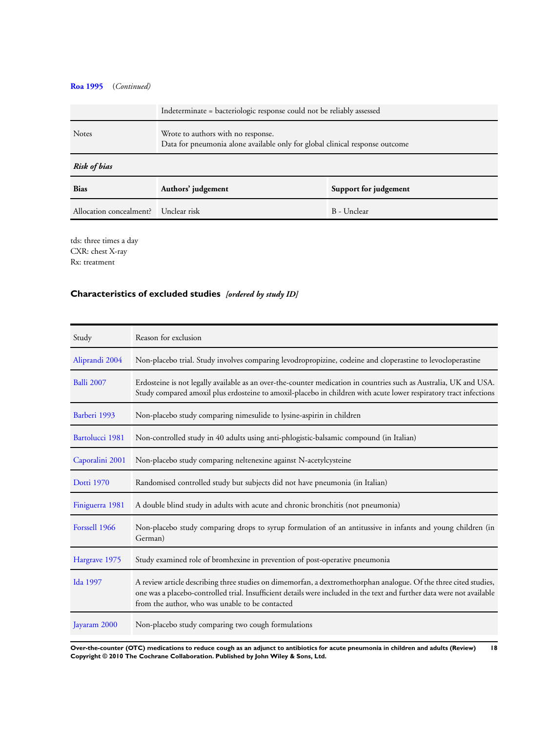**Roa 1995** *(Continued)*

| | |
|---|---|
| | Indeterminate = bacteriologic response could not be reliably assessed |
| Notes | Wrote to authors with no response.<br>Data for pneumonia alone available only for global clinical response outcome |

***Risk of bias***

| Bias | Authors' judgement | Support for judgement |
|---|---|---|
| Allocation concealment? | Unclear risk | B - Unclear |

tds: three times a day
CXR: chest X-ray
Rx: treatment

## Characteristics of excluded studies *[ordered by study ID]*

| Study | Reason for exclusion |
|---|---|
| Aliprandi 2004 | Non-placebo trial. Study involves comparing levodropropizine, codeine and cloperastine to levocloperastine |
| Balli 2007 | Erdosteine is not legally available as an over-the-counter medication in countries such as Australia, UK and USA. Study compared amoxil plus erdosteine to amoxil-placebo in children with acute lower respiratory tract infections |
| Barberi 1993 | Non-placebo study comparing nimesulide to lysine-aspirin in children |
| Bartolucci 1981 | Non-controlled study in 40 adults using anti-phlogistic-balsamic compound (in Italian) |
| Caporalini 2001 | Non-placebo study comparing neltenexine against N-acetylcysteine |
| Dotti 1970 | Randomised controlled study but subjects did not have pneumonia (in Italian) |
| Finiguerra 1981 | A double blind study in adults with acute and chronic bronchitis (not pneumonia) |
| Forssell 1966 | Non-placebo study comparing drops to syrup formulation of an antitussive in infants and young children (in German) |
| Hargrave 1975 | Study examined role of bromhexine in prevention of post-operative pneumonia |
| Ida 1997 | A review article describing three studies on dimemorfan, a dextromethorphan analogue. Of the three cited studies, one was a placebo-controlled trial. Insufficient details were included in the text and further data were not available from the author, who was unable to be contacted |
| Jayaram 2000 | Non-placebo study comparing two cough formulations |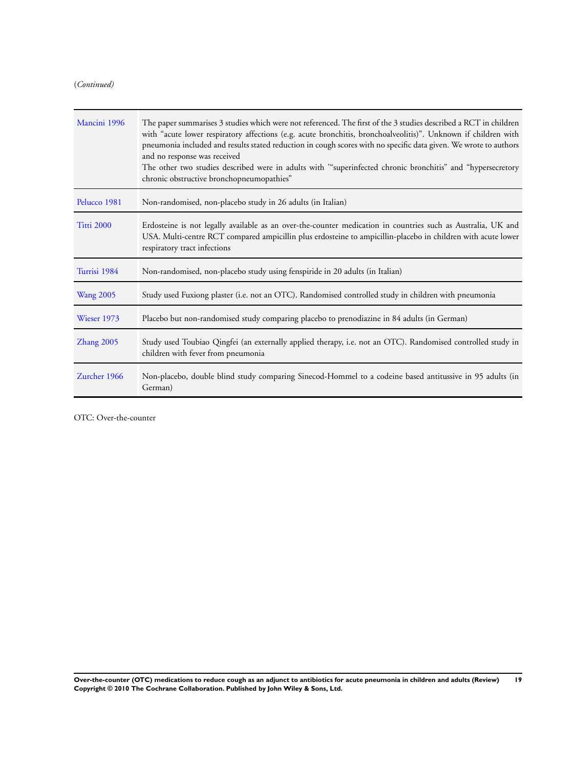(*Continued*)

| | |
|---|---|
| Mancini 1996 | The paper summarises 3 studies which were not referenced. The first of the 3 studies described a RCT in children with "acute lower respiratory affections (e.g. acute bronchitis, bronchoalveolitis)". Unknown if children with pneumonia included and results stated reduction in cough scores with no specific data given. We wrote to authors and no response was received<br>The other two studies described were in adults with '"superinfected chronic bronchitis" and "hypersecretory chronic obstructive bronchopneumopathies" |
| Pelucco 1981 | Non-randomised, non-placebo study in 26 adults (in Italian) |
| Titti 2000 | Erdosteine is not legally available as an over-the-counter medication in countries such as Australia, UK and USA. Multi-centre RCT compared ampicillin plus erdosteine to ampicillin-placebo in children with acute lower respiratory tract infections |
| Turrisi 1984 | Non-randomised, non-placebo study using fenspiride in 20 adults (in Italian) |
| Wang 2005 | Study used Fuxiong plaster (i.e. not an OTC). Randomised controlled study in children with pneumonia |
| Wieser 1973 | Placebo but non-randomised study comparing placebo to prenodiazine in 84 adults (in German) |
| Zhang 2005 | Study used Toubiao Qingfei (an externally applied therapy, i.e. not an OTC). Randomised controlled study in children with fever from pneumonia |
| Zurcher 1966 | Non-placebo, double blind study comparing Sinecod-Hommel to a codeine based antitussive in 95 adults (in German) |

OTC: Over-the-counter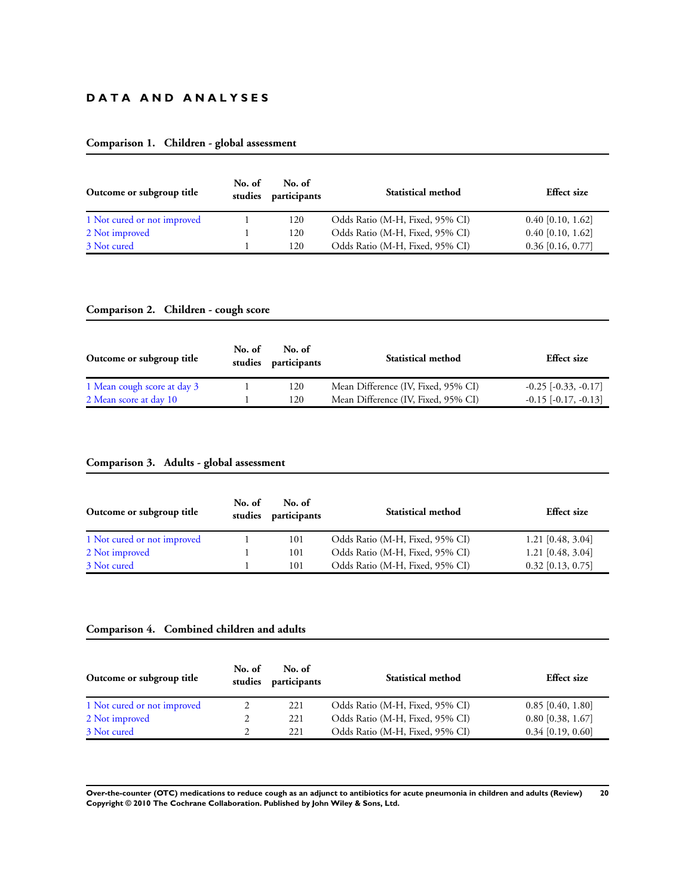# DATA AND ANALYSES

### Comparison 1. Children - global assessment

| Outcome or subgroup title | No. of studies | No. of participants | Statistical method | Effect size |
|---|---|---|---|---|
| 1 Not cured or not improved | 1 | 120 | Odds Ratio (M-H, Fixed, 95% CI) | 0.40 [0.10, 1.62] |
| 2 Not improved | 1 | 120 | Odds Ratio (M-H, Fixed, 95% CI) | 0.40 [0.10, 1.62] |
| 3 Not cured | 1 | 120 | Odds Ratio (M-H, Fixed, 95% CI) | 0.36 [0.16, 0.77] |

### Comparison 2. Children - cough score

| Outcome or subgroup title | No. of studies | No. of participants | Statistical method | Effect size |
|---|---|---|---|---|
| 1 Mean cough score at day 3 | 1 | 120 | Mean Difference (IV, Fixed, 95% CI) | -0.25 [-0.33, -0.17] |
| 2 Mean score at day 10 | 1 | 120 | Mean Difference (IV, Fixed, 95% CI) | -0.15 [-0.17, -0.13] |

### Comparison 3. Adults - global assessment

| Outcome or subgroup title | No. of studies | No. of participants | Statistical method | Effect size |
|---|---|---|---|---|
| 1 Not cured or not improved | 1 | 101 | Odds Ratio (M-H, Fixed, 95% CI) | 1.21 [0.48, 3.04] |
| 2 Not improved | 1 | 101 | Odds Ratio (M-H, Fixed, 95% CI) | 1.21 [0.48, 3.04] |
| 3 Not cured | 1 | 101 | Odds Ratio (M-H, Fixed, 95% CI) | 0.32 [0.13, 0.75] |

### Comparison 4. Combined children and adults

| Outcome or subgroup title | No. of studies | No. of participants | Statistical method | Effect size |
|---|---|---|---|---|
| 1 Not cured or not improved | 2 | 221 | Odds Ratio (M-H, Fixed, 95% CI) | 0.85 [0.40, 1.80] |
| 2 Not improved | 2 | 221 | Odds Ratio (M-H, Fixed, 95% CI) | 0.80 [0.38, 1.67] |
| 3 Not cured | 2 | 221 | Odds Ratio (M-H, Fixed, 95% CI) | 0.34 [0.19, 0.60] |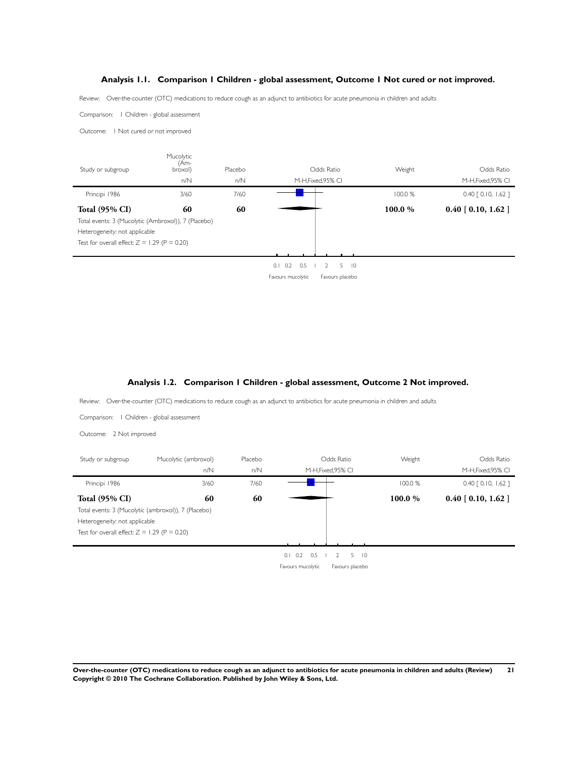### Analysis 1.1. Comparison 1 Children - global assessment, Outcome 1 Not cured or not improved.

Review: Over-the-counter (OTC) medications to reduce cough as an adjunct to antibiotics for acute pneumonia in children and adults

Comparison: 1 Children - global assessment

Outcome: 1 Not cured or not improved

| Study or subgroup | Mucolytic (Ambroxol) n/N | Placebo n/N | Odds Ratio M-H,Fixed,95% CI | Weight | Odds Ratio M-H,Fixed,95% CI |
|---|---|---|---|---|---|
| Principi 1986 | 3/60 | 7/60 | | 100.0 % | 0.40 [ 0.10, 1.62 ] |
| **Total (95% CI)** | **60** | **60** | | **100.0 %** | **0.40 [ 0.10, 1.62 ]** |

Total events: 3 (Mucolytic (Ambroxol)), 7 (Placebo)

Heterogeneity: not applicable

Test for overall effect: Z = 1.29 (P = 0.20)

0.1 0.2 0.5 1 2 5 10

Favours mucolytic Favours placebo

### Analysis 1.2. Comparison 1 Children - global assessment, Outcome 2 Not improved.

Review: Over-the-counter (OTC) medications to reduce cough as an adjunct to antibiotics for acute pneumonia in children and adults

Comparison: 1 Children - global assessment

Outcome: 2 Not improved

| Study or subgroup | Mucolytic (ambroxol) n/N | Placebo n/N | Odds Ratio M-H,Fixed,95% CI | Weight | Odds Ratio M-H,Fixed,95% CI |
|---|---|---|---|---|---|
| Principi 1986 | 3/60 | 7/60 | | 100.0 % | 0.40 [ 0.10, 1.62 ] |
| **Total (95% CI)** | **60** | **60** | | **100.0 %** | **0.40 [ 0.10, 1.62 ]** |

Total events: 3 (Mucolytic (ambroxol)), 7 (Placebo)

Heterogeneity: not applicable

Test for overall effect: Z = 1.29 (P = 0.20)

0.1 0.2 0.5 1 2 5 10

Favours mucolytic Favours placebo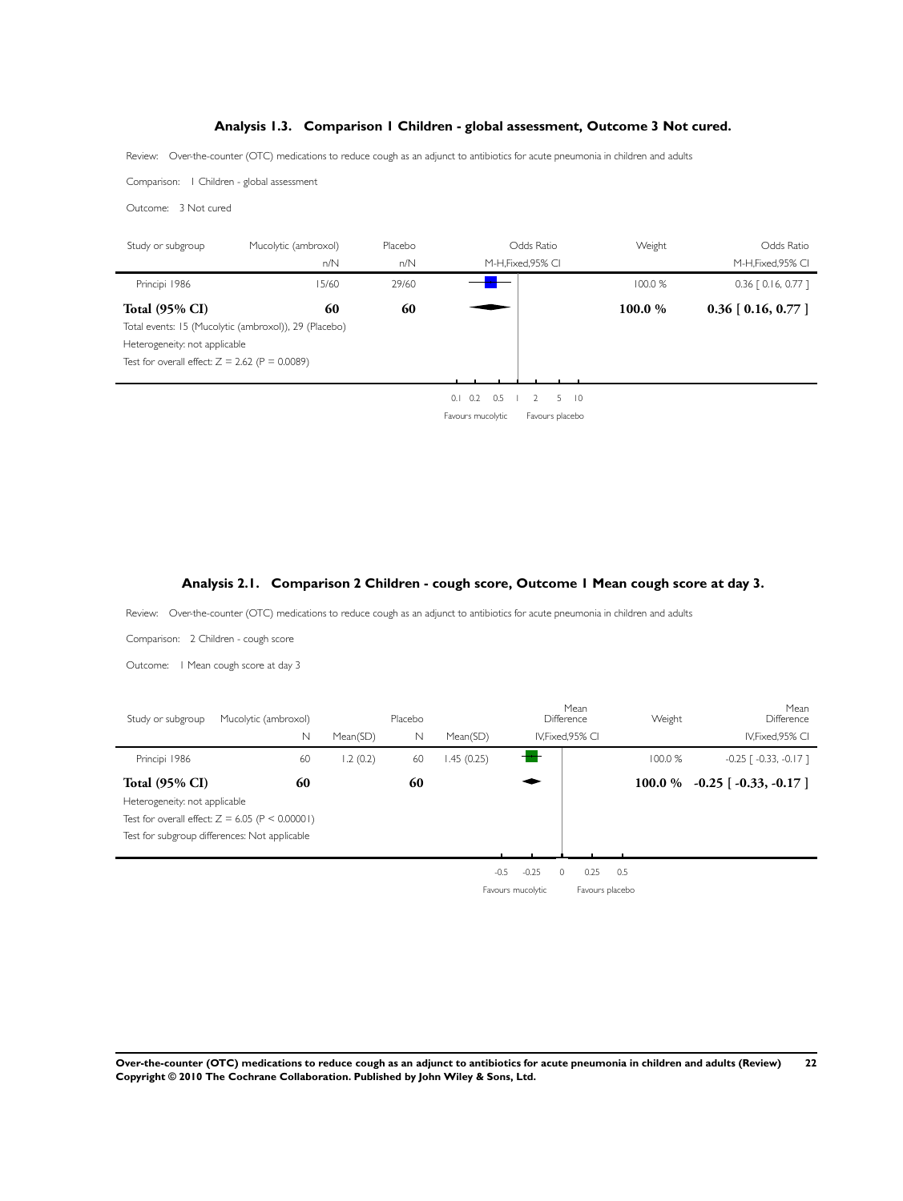### Analysis 1.3. Comparison 1 Children - global assessment, Outcome 3 Not cured.

Review: Over-the-counter (OTC) medications to reduce cough as an adjunct to antibiotics for acute pneumonia in children and adults

Comparison: 1 Children - global assessment

Outcome: 3 Not cured

| Study or subgroup | Mucolytic (ambroxol) n/N | Placebo n/N | Odds Ratio M-H,Fixed,95% CI | Weight | Odds Ratio M-H,Fixed,95% CI |
|---|---|---|---|---|---|
| Principi 1986 | 15/60 | 29/60 | | 100.0 % | 0.36 [ 0.16, 0.77 ] |
| **Total (95% CI)** | **60** | **60** | | **100.0 %** | **0.36 [ 0.16, 0.77 ]** |

Total events: 15 (Mucolytic (ambroxol)), 29 (Placebo)

Heterogeneity: not applicable

Test for overall effect: Z = 2.62 (P = 0.0089)

Axis: 0.1 0.2 0.5 1 2 5 10 — Favours mucolytic | Favours placebo

### Analysis 2.1. Comparison 2 Children - cough score, Outcome 1 Mean cough score at day 3.

Review: Over-the-counter (OTC) medications to reduce cough as an adjunct to antibiotics for acute pneumonia in children and adults

Comparison: 2 Children - cough score

Outcome: 1 Mean cough score at day 3

| Study or subgroup | Mucolytic (ambroxol) N | Mean(SD) | Placebo N | Mean(SD) | Mean Difference IV,Fixed,95% CI | Weight | Mean Difference IV,Fixed,95% CI |
|---|---|---|---|---|---|---|---|
| Principi 1986 | 60 | 1.2 (0.2) | 60 | 1.45 (0.25) | | 100.0 % | -0.25 [ -0.33, -0.17 ] |
| **Total (95% CI)** | **60** | | **60** | | | **100.0 %** | **-0.25 [ -0.33, -0.17 ]** |

Heterogeneity: not applicable

Test for overall effect: Z = 6.05 (P < 0.00001)

Test for subgroup differences: Not applicable

Axis: -0.5 -0.25 0 0.25 0.5 — Favours mucolytic | Favours placebo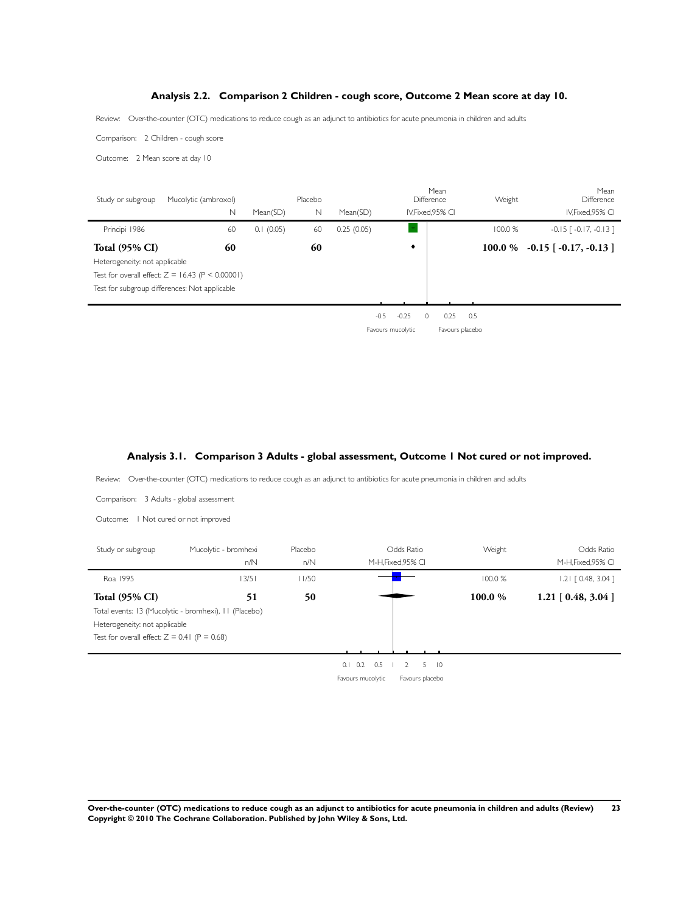## Analysis 2.2. Comparison 2 Children - cough score, Outcome 2 Mean score at day 10.

Review: Over-the-counter (OTC) medications to reduce cough as an adjunct to antibiotics for acute pneumonia in children and adults

Comparison: 2 Children - cough score

Outcome: 2 Mean score at day 10

| Study or subgroup | Mucolytic (ambroxol) N | Mean(SD) | Placebo N | Mean(SD) | Mean Difference IV,Fixed,95% CI | Weight | Mean Difference IV,Fixed,95% CI |
|---|---|---|---|---|---|---|---|
| Principi 1986 | 60 | 0.1 (0.05) | 60 | 0.25 (0.05) | | 100.0 % | -0.15 [ -0.17, -0.13 ] |
| **Total (95% CI)** | **60** | | **60** | | | **100.0 %** | **-0.15 [ -0.17, -0.13 ]** |

Heterogeneity: not applicable

Test for overall effect: $Z = 16.43$ ($P < 0.00001$)

Test for subgroup differences: Not applicable

-0.5 -0.25 0 0.25 0.5

Favours mucolytic Favours placebo

## Analysis 3.1. Comparison 3 Adults - global assessment, Outcome 1 Not cured or not improved.

Review: Over-the-counter (OTC) medications to reduce cough as an adjunct to antibiotics for acute pneumonia in children and adults

Comparison: 3 Adults - global assessment

Outcome: 1 Not cured or not improved

| Study or subgroup | Mucolytic - bromhexi n/N | Placebo n/N | Odds Ratio M-H,Fixed,95% CI | Weight | Odds Ratio M-H,Fixed,95% CI |
|---|---|---|---|---|---|
| Roa 1995 | 13/51 | 11/50 | | 100.0 % | 1.21 [ 0.48, 3.04 ] |
| **Total (95% CI)** | **51** | **50** | | **100.0 %** | **1.21 [ 0.48, 3.04 ]** |

Total events: 13 (Mucolytic - bromhexi), 11 (Placebo)

Heterogeneity: not applicable

Test for overall effect: $Z = 0.41$ ($P = 0.68$)

0.1 0.2 0.5 1 2 5 10

Favours mucolytic Favours placebo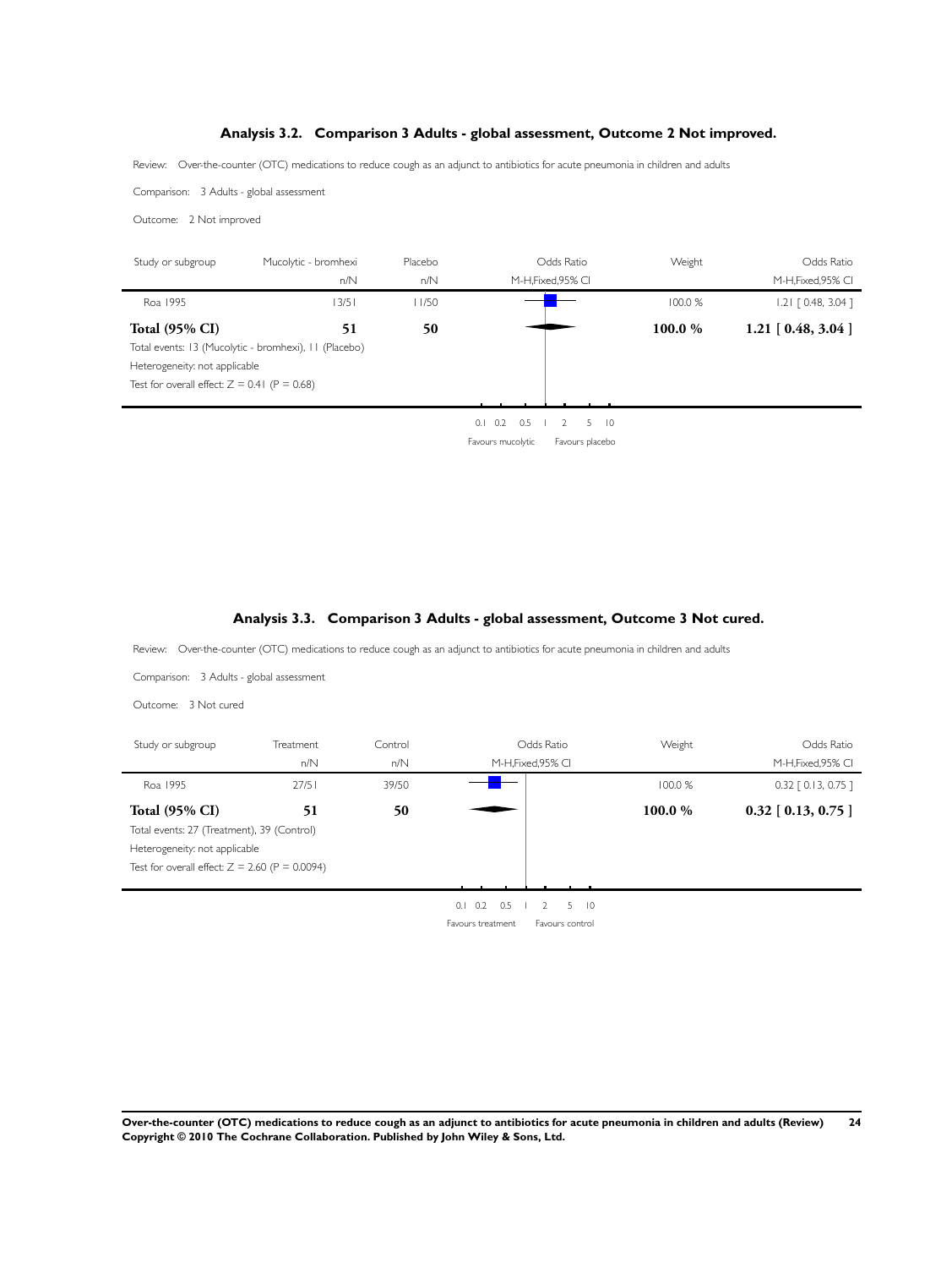### Analysis 3.2. Comparison 3 Adults - global assessment, Outcome 2 Not improved.

Review: Over-the-counter (OTC) medications to reduce cough as an adjunct to antibiotics for acute pneumonia in children and adults

Comparison: 3 Adults - global assessment

Outcome: 2 Not improved

| Study or subgroup | Mucolytic - bromhexi n/N | Placebo n/N | Odds Ratio M-H,Fixed,95% CI | Weight | Odds Ratio M-H,Fixed,95% CI |
|---|---|---|---|---|---|
| Roa 1995 | 13/51 | 11/50 | | 100.0 % | 1.21 [ 0.48, 3.04 ] |
| **Total (95% CI)** | **51** | **50** | | **100.0 %** | **1.21 [ 0.48, 3.04 ]** |

Total events: 13 (Mucolytic - bromhexi), 11 (Placebo)

Heterogeneity: not applicable

Test for overall effect: Z = 0.41 (P = 0.68)

0.1 0.2 0.5 1 2 5 10

Favours mucolytic Favours placebo

### Analysis 3.3. Comparison 3 Adults - global assessment, Outcome 3 Not cured.

Review: Over-the-counter (OTC) medications to reduce cough as an adjunct to antibiotics for acute pneumonia in children and adults

Comparison: 3 Adults - global assessment

Outcome: 3 Not cured

| Study or subgroup | Treatment n/N | Control n/N | Odds Ratio M-H,Fixed,95% CI | Weight | Odds Ratio M-H,Fixed,95% CI |
|---|---|---|---|---|---|
| Roa 1995 | 27/51 | 39/50 | | 100.0 % | 0.32 [ 0.13, 0.75 ] |
| **Total (95% CI)** | **51** | **50** | | **100.0 %** | **0.32 [ 0.13, 0.75 ]** |

Total events: 27 (Treatment), 39 (Control)

Heterogeneity: not applicable

Test for overall effect: Z = 2.60 (P = 0.0094)

0.1 0.2 0.5 1 2 5 10

Favours treatment Favours control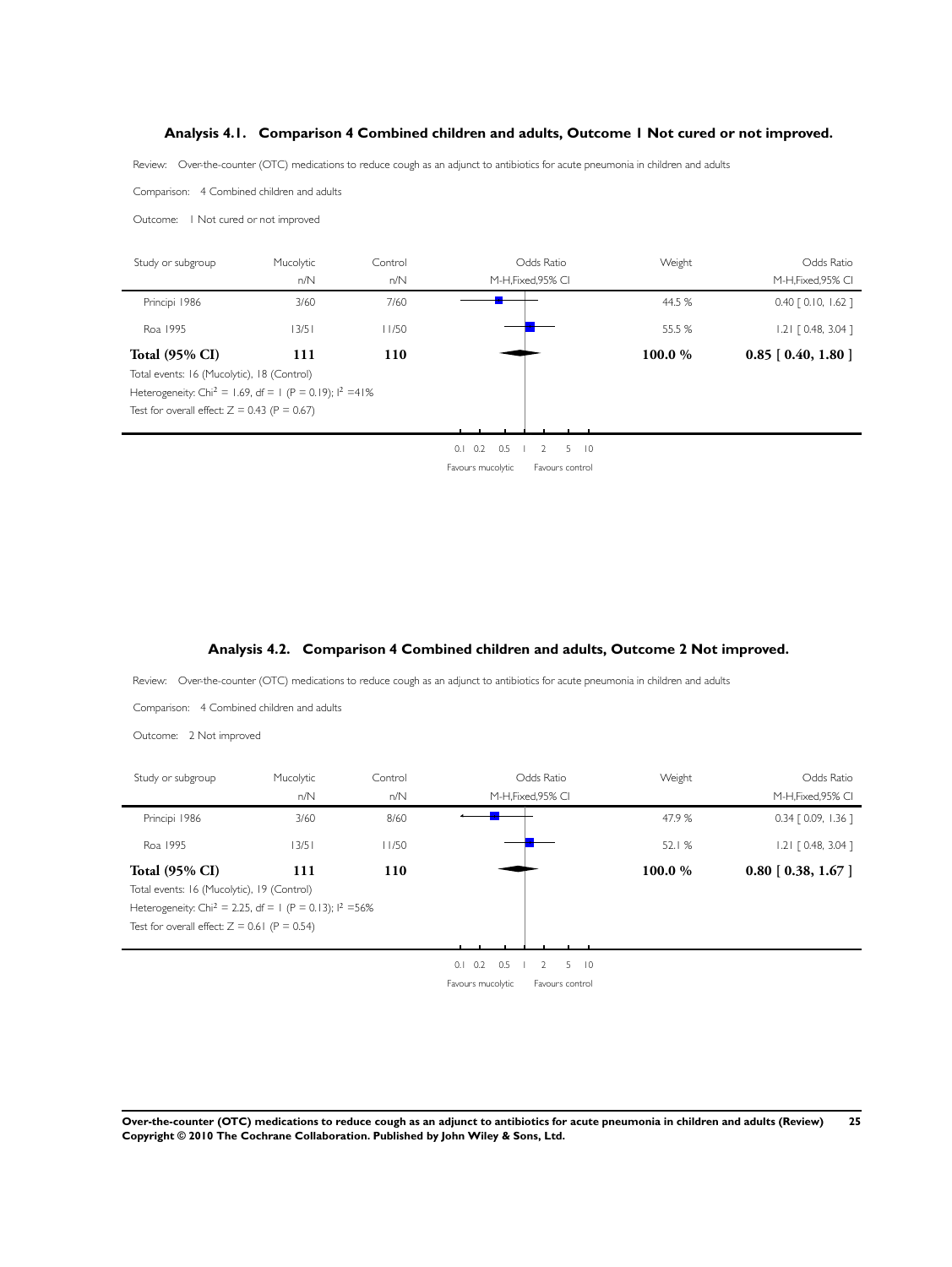### Analysis 4.1. Comparison 4 Combined children and adults, Outcome 1 Not cured or not improved.

Review: Over-the-counter (OTC) medications to reduce cough as an adjunct to antibiotics for acute pneumonia in children and adults

Comparison: 4 Combined children and adults

Outcome: 1 Not cured or not improved

| Study or subgroup | Mucolytic n/N | Control n/N | Odds Ratio M-H,Fixed,95% CI | Weight | Odds Ratio M-H,Fixed,95% CI |
|---|---|---|---|---|---|
| Principi 1986 | 3/60 | 7/60 | | 44.5 % | 0.40 [ 0.10, 1.62 ] |
| Roa 1995 | 13/51 | 11/50 | | 55.5 % | 1.21 [ 0.48, 3.04 ] |
| **Total (95% CI)** | **111** | **110** | | **100.0 %** | **0.85 [ 0.40, 1.80 ]** |

Total events: 16 (Mucolytic), 18 (Control)

Heterogeneity: $Chi^2 = 1.69$, df = 1 (P = 0.19); $I^2 = 41\%$

Test for overall effect: Z = 0.43 (P = 0.67)

0.1 0.2 0.5 1 2 5 10

Favours mucolytic Favours control

### Analysis 4.2. Comparison 4 Combined children and adults, Outcome 2 Not improved.

Review: Over-the-counter (OTC) medications to reduce cough as an adjunct to antibiotics for acute pneumonia in children and adults

Comparison: 4 Combined children and adults

Outcome: 2 Not improved

| Study or subgroup | Mucolytic n/N | Control n/N | Odds Ratio M-H,Fixed,95% CI | Weight | Odds Ratio M-H,Fixed,95% CI |
|---|---|---|---|---|---|
| Principi 1986 | 3/60 | 8/60 | | 47.9 % | 0.34 [ 0.09, 1.36 ] |
| Roa 1995 | 13/51 | 11/50 | | 52.1 % | 1.21 [ 0.48, 3.04 ] |
| **Total (95% CI)** | **111** | **110** | | **100.0 %** | **0.80 [ 0.38, 1.67 ]** |

Total events: 16 (Mucolytic), 19 (Control)

Heterogeneity: $Chi^2 = 2.25$, df = 1 (P = 0.13); $I^2 = 56\%$

Test for overall effect: Z = 0.61 (P = 0.54)

0.1 0.2 0.5 1 2 5 10

Favours mucolytic Favours control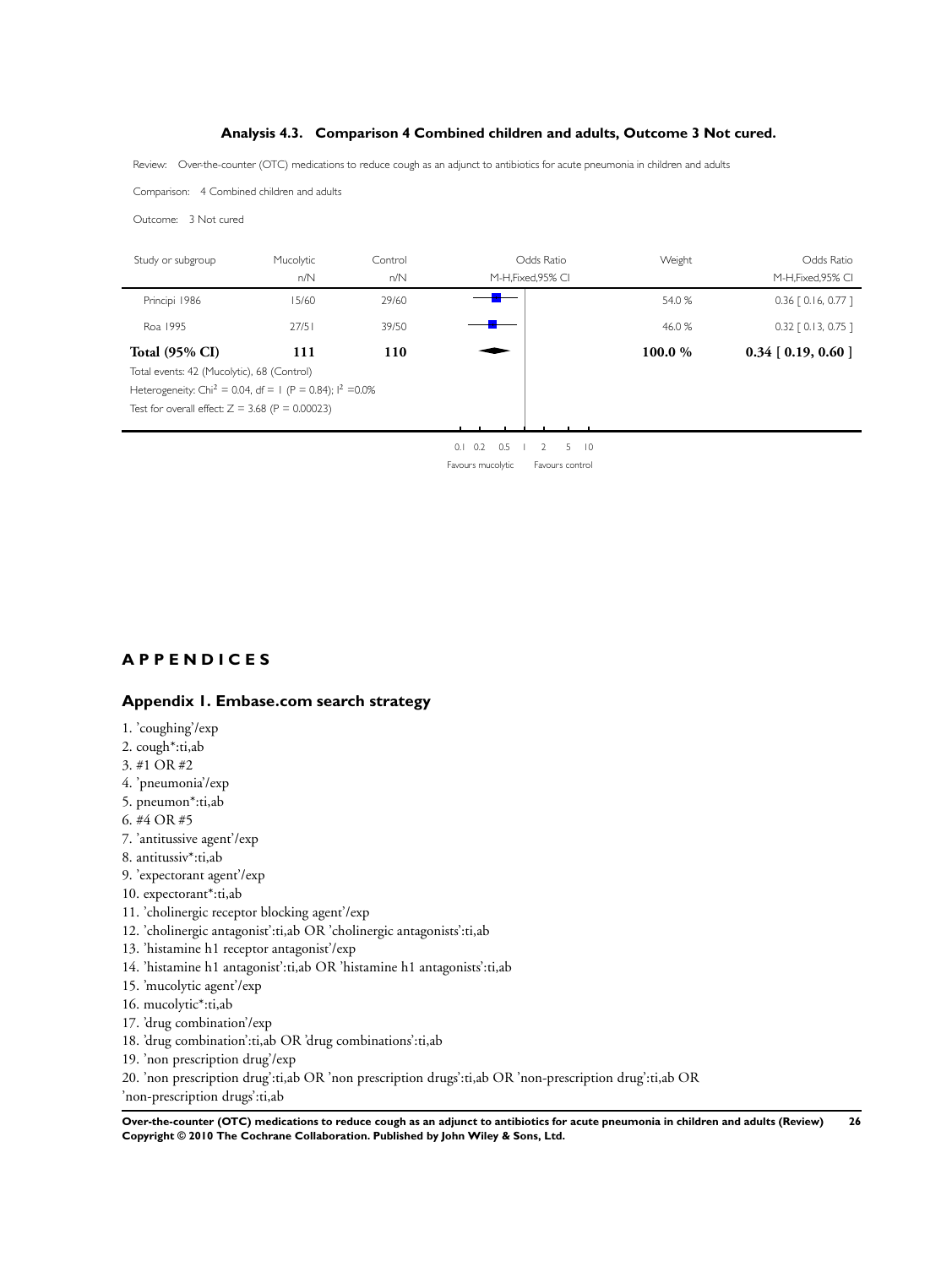### Analysis 4.3. Comparison 4 Combined children and adults, Outcome 3 Not cured.

Review: Over-the-counter (OTC) medications to reduce cough as an adjunct to antibiotics for acute pneumonia in children and adults

Comparison: 4 Combined children and adults

Outcome: 3 Not cured

| Study or subgroup | Mucolytic n/N | Control n/N | Odds Ratio M-H,Fixed,95% CI | Weight | Odds Ratio M-H,Fixed,95% CI |
|---|---|---|---|---|---|
| Principi 1986 | 15/60 | 29/60 | | 54.0 % | 0.36 [ 0.16, 0.77 ] |
| Roa 1995 | 27/51 | 39/50 | | 46.0 % | 0.32 [ 0.13, 0.75 ] |
| **Total (95% CI)** | **111** | **110** | | **100.0 %** | **0.34 [ 0.19, 0.60 ]** |

Total events: 42 (Mucolytic), 68 (Control)

Heterogeneity: $Chi^2 = 0.04$, df = 1 (P = 0.84); $I^2 = 0.0\%$

Test for overall effect: Z = 3.68 (P = 0.00023)

0.1 0.2 0.5 1 2 5 10

Favours mucolytic Favours control

# APPENDICES

## Appendix 1. Embase.com search strategy

1. 'coughing'/exp
2. cough*:ti,ab
3. #1 OR #2
4. 'pneumonia'/exp
5. pneumon*:ti,ab
6. #4 OR #5
7. 'antitussive agent'/exp
8. antitussiv*:ti,ab
9. 'expectorant agent'/exp
10. expectorant*:ti,ab
11. 'cholinergic receptor blocking agent'/exp
12. 'cholinergic antagonist':ti,ab OR 'cholinergic antagonists':ti,ab
13. 'histamine h1 receptor antagonist'/exp
14. 'histamine h1 antagonist':ti,ab OR 'histamine h1 antagonists':ti,ab
15. 'mucolytic agent'/exp
16. mucolytic*:ti,ab
17. 'drug combination'/exp
18. 'drug combination':ti,ab OR 'drug combinations':ti,ab
19. 'non prescription drug'/exp
20. 'non prescription drug':ti,ab OR 'non prescription drugs':ti,ab OR 'non-prescription drug':ti,ab OR 'non-prescription drugs':ti,ab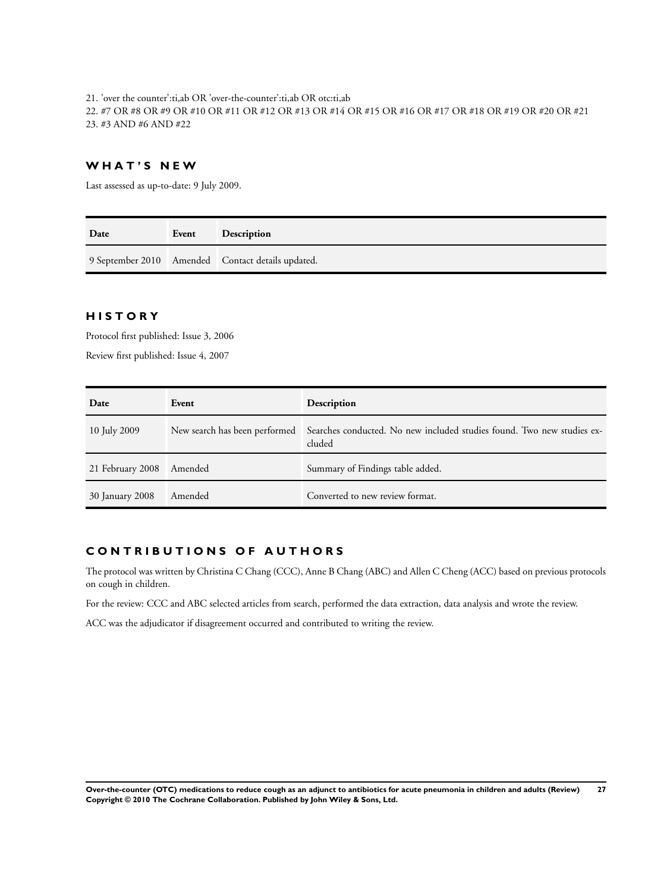21. ’over the counter’:ti,ab OR ’over-the-counter’:ti,ab OR otc:ti,ab

22. #7 OR #8 OR #9 OR #10 OR #11 OR #12 OR #13 OR #14 OR #15 OR #16 OR #17 OR #18 OR #19 OR #20 OR #21

23. #3 AND #6 AND #22

## WHAT’S NEW

Last assessed as up-to-date: 9 July 2009.

| Date | Event | Description |
|---|---|---|
| 9 September 2010 | Amended | Contact details updated. |

## HISTORY

Protocol first published: Issue 3, 2006

Review first published: Issue 4, 2007

| Date | Event | Description |
|---|---|---|
| 10 July 2009 | New search has been performed | Searches conducted. No new included studies found. Two new studies excluded |
| 21 February 2008 | Amended | Summary of Findings table added. |
| 30 January 2008 | Amended | Converted to new review format. |

## CONTRIBUTIONS OF AUTHORS

The protocol was written by Christina C Chang (CCC), Anne B Chang (ABC) and Allen C Cheng (ACC) based on previous protocols on cough in children.

For the review: CCC and ABC selected articles from search, performed the data extraction, data analysis and wrote the review.

ACC was the adjudicator if disagreement occurred and contributed to writing the review.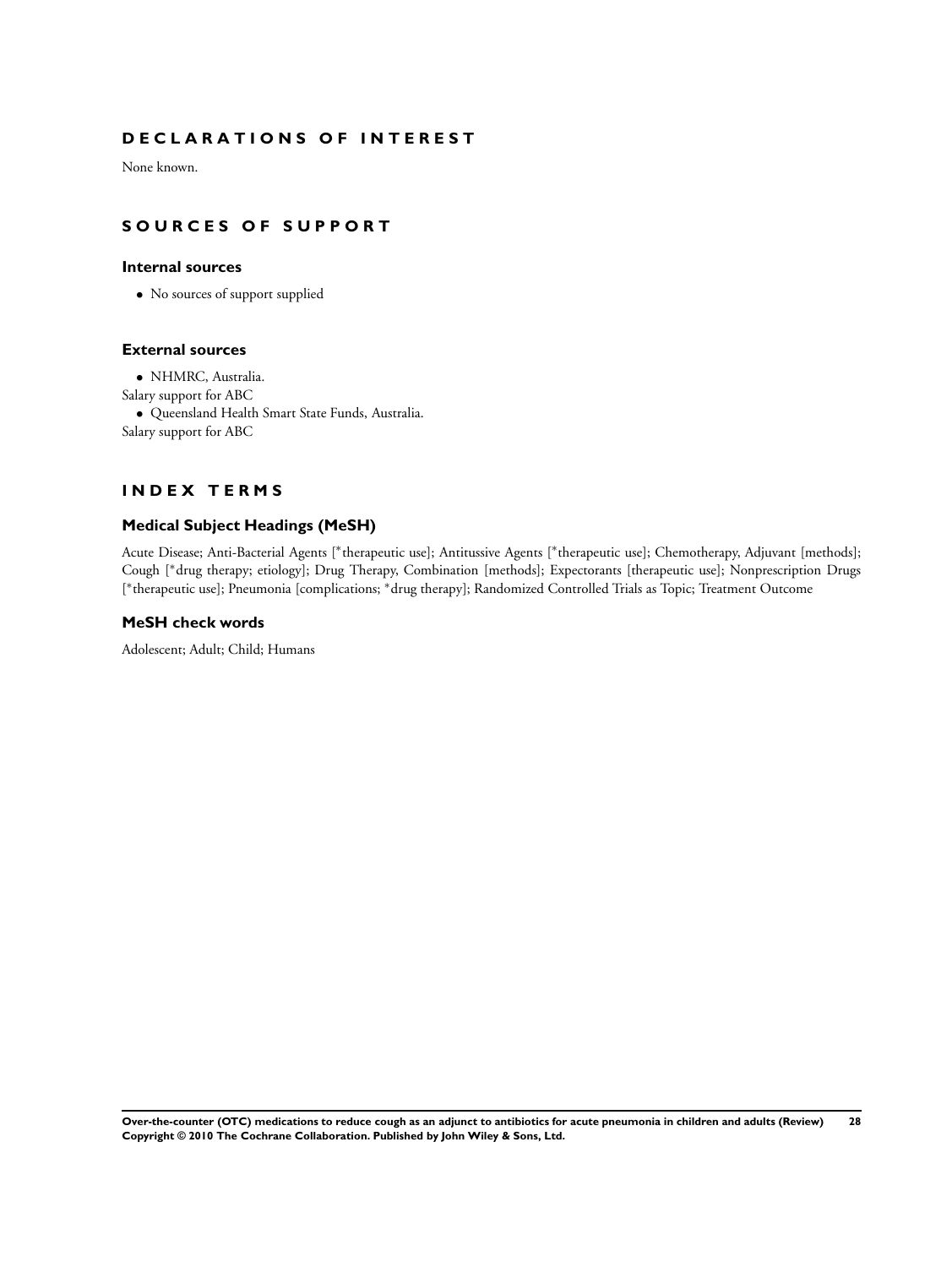## DECLARATIONS OF INTEREST

None known.

## SOURCES OF SUPPORT

### Internal sources

- No sources of support supplied

### External sources

- NHMRC, Australia.

Salary support for ABC

- Queensland Health Smart State Funds, Australia.

Salary support for ABC

## INDEX TERMS

### Medical Subject Headings (MeSH)

Acute Disease; Anti-Bacterial Agents [*therapeutic use]; Antitussive Agents [*therapeutic use]; Chemotherapy, Adjuvant [methods]; Cough [*drug therapy; etiology]; Drug Therapy, Combination [methods]; Expectorants [therapeutic use]; Nonprescription Drugs [*therapeutic use]; Pneumonia [complications; *drug therapy]; Randomized Controlled Trials as Topic; Treatment Outcome

### MeSH check words

Adolescent; Adult; Child; Humans